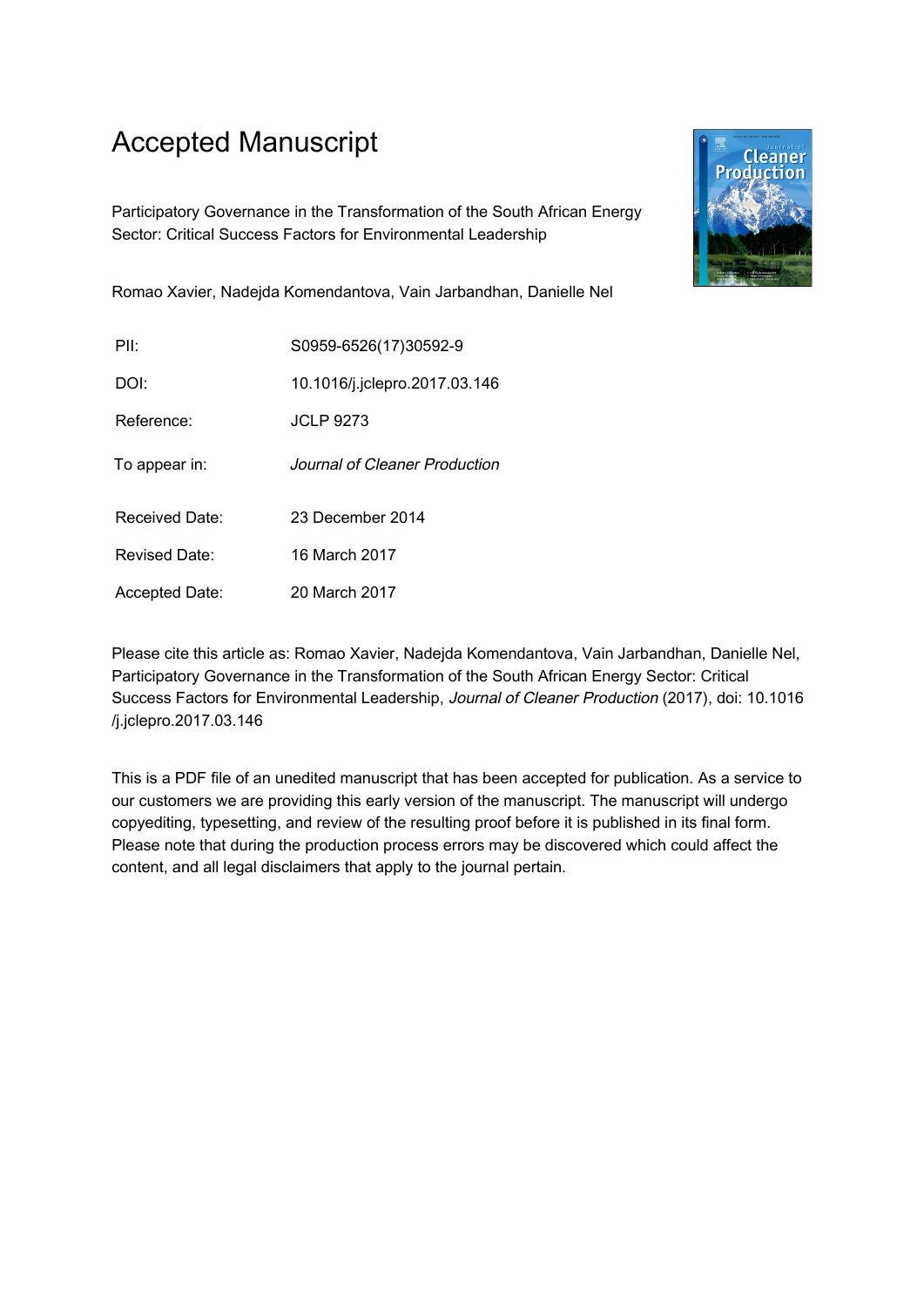# Accepted Manuscript

Participatory Governance in the Transformation of the South African Energy Sector: Critical Success Factors for Environmental Leadership

Romao Xavier, Nadejda Komendantova, Vain Jarbandhan, Danielle Nel

| | |
|---|---|
| PII: | S0959-6526(17)30592-9 |
| DOI: | 10.1016/j.jclepro.2017.03.146 |
| Reference: | JCLP 9273 |
| To appear in: | *Journal of Cleaner Production* |
| Received Date: | 23 December 2014 |
| Revised Date: | 16 March 2017 |
| Accepted Date: | 20 March 2017 |

Please cite this article as: Romao Xavier, Nadejda Komendantova, Vain Jarbandhan, Danielle Nel, Participatory Governance in the Transformation of the South African Energy Sector: Critical Success Factors for Environmental Leadership, *Journal of Cleaner Production* (2017), doi: 10.1016 /j.jclepro.2017.03.146

This is a PDF file of an unedited manuscript that has been accepted for publication. As a service to our customers we are providing this early version of the manuscript. The manuscript will undergo copyediting, typesetting, and review of the resulting proof before it is published in its final form. Please note that during the production process errors may be discovered which could affect the content, and all legal disclaimers that apply to the journal pertain.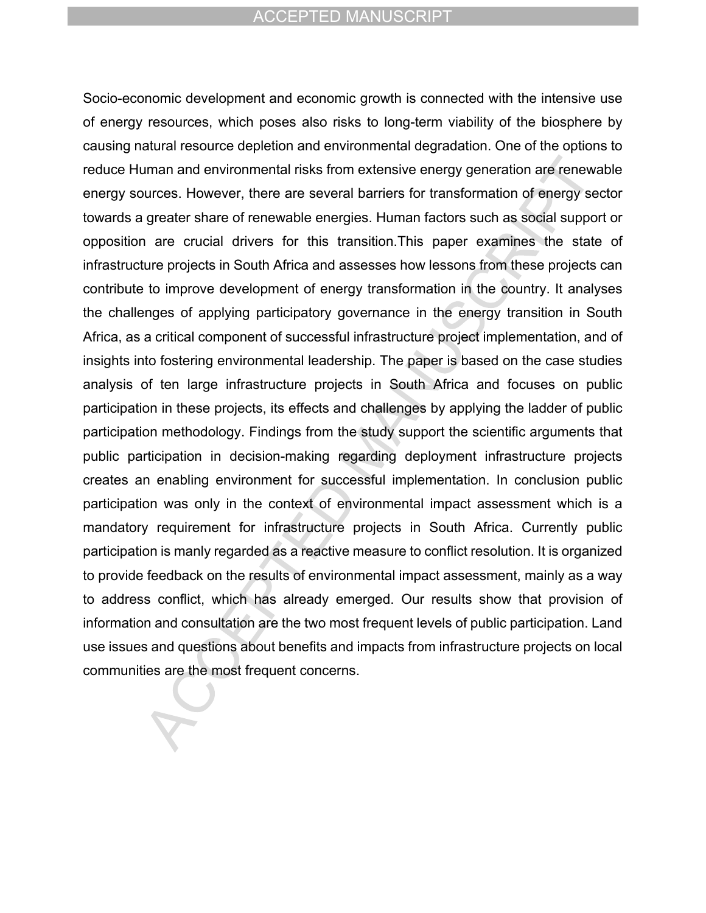Socio-economic development and economic growth is connected with the intensive use of energy resources, which poses also risks to long-term viability of the biosphere by causing natural resource depletion and environmental degradation. One of the options to reduce Human and environmental risks from extensive energy generation are renewable energy sources. However, there are several barriers for transformation of energy sector towards a greater share of renewable energies. Human factors such as social support or opposition are crucial drivers for this transition.This paper examines the state of infrastructure projects in South Africa and assesses how lessons from these projects can contribute to improve development of energy transformation in the country. It analyses the challenges of applying participatory governance in the energy transition in South Africa, as a critical component of successful infrastructure project implementation, and of insights into fostering environmental leadership. The paper is based on the case studies analysis of ten large infrastructure projects in South Africa and focuses on public participation in these projects, its effects and challenges by applying the ladder of public participation methodology. Findings from the study support the scientific arguments that public participation in decision-making regarding deployment infrastructure projects creates an enabling environment for successful implementation. In conclusion public participation was only in the context of environmental impact assessment which is a mandatory requirement for infrastructure projects in South Africa. Currently public participation is manly regarded as a reactive measure to conflict resolution. It is organized to provide feedback on the results of environmental impact assessment, mainly as a way to address conflict, which has already emerged. Our results show that provision of information and consultation are the two most frequent levels of public participation. Land use issues and questions about benefits and impacts from infrastructure projects on local communities are the most frequent concerns.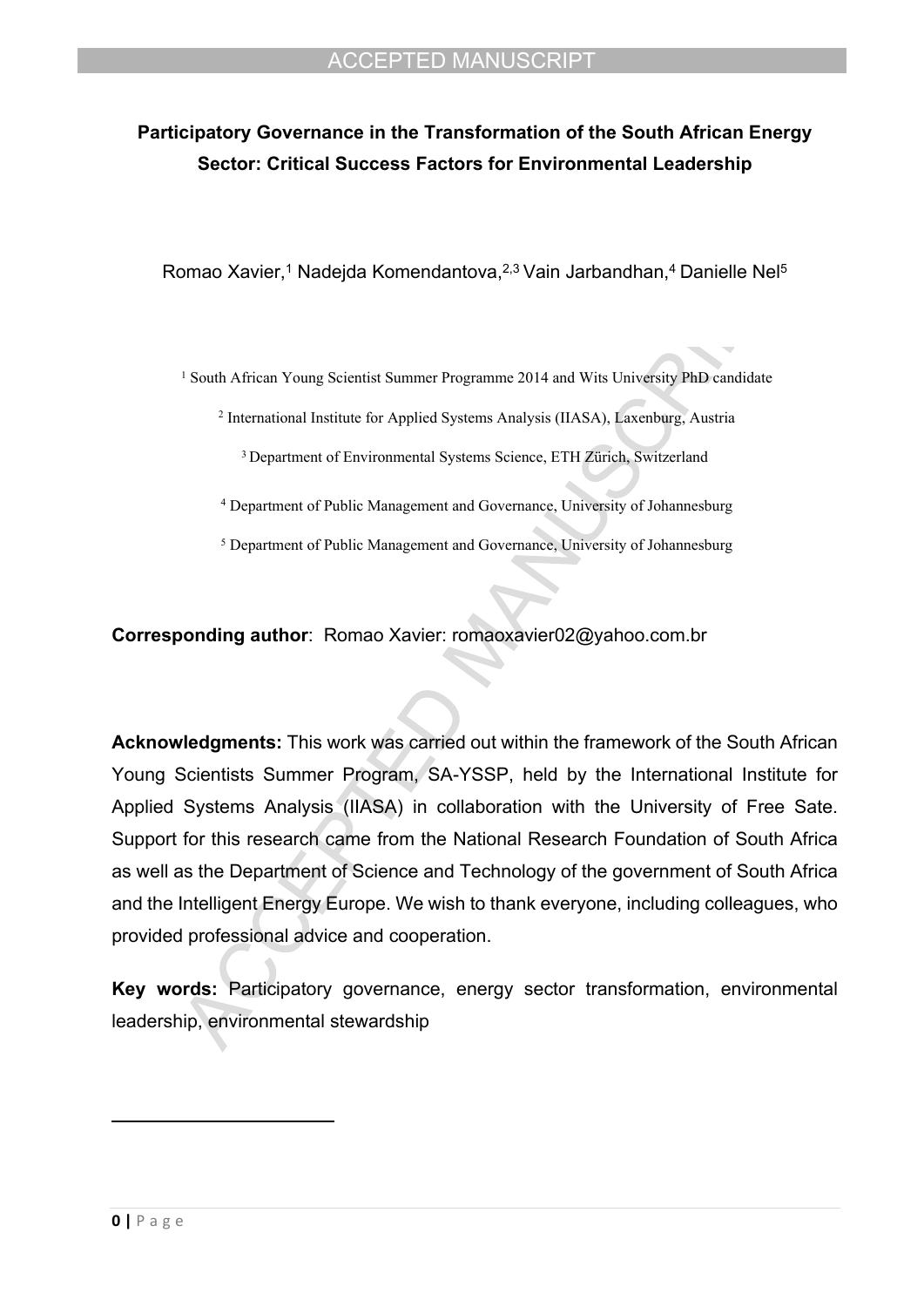**Participatory Governance in the Transformation of the South African Energy Sector: Critical Success Factors for Environmental Leadership**

Romao Xavier,[1] Nadejda Komendantova,[2,3] Vain Jarbandhan,[4] Danielle Nel[5]

[1] South African Young Scientist Summer Programme 2014 and Wits University PhD candidate

[2] International Institute for Applied Systems Analysis (IIASA), Laxenburg, Austria

[3] Department of Environmental Systems Science, ETH Zürich, Switzerland

[4] Department of Public Management and Governance, University of Johannesburg

[5] Department of Public Management and Governance, University of Johannesburg

**Corresponding author**: Romao Xavier: romaoxavier02@yahoo.com.br

**Acknowledgments:** This work was carried out within the framework of the South African Young Scientists Summer Program, SA-YSSP, held by the International Institute for Applied Systems Analysis (IIASA) in collaboration with the University of Free Sate. Support for this research came from the National Research Foundation of South Africa as well as the Department of Science and Technology of the government of South Africa and the Intelligent Energy Europe. We wish to thank everyone, including colleagues, who provided professional advice and cooperation.

**Key words:** Participatory governance, energy sector transformation, environmental leadership, environmental stewardship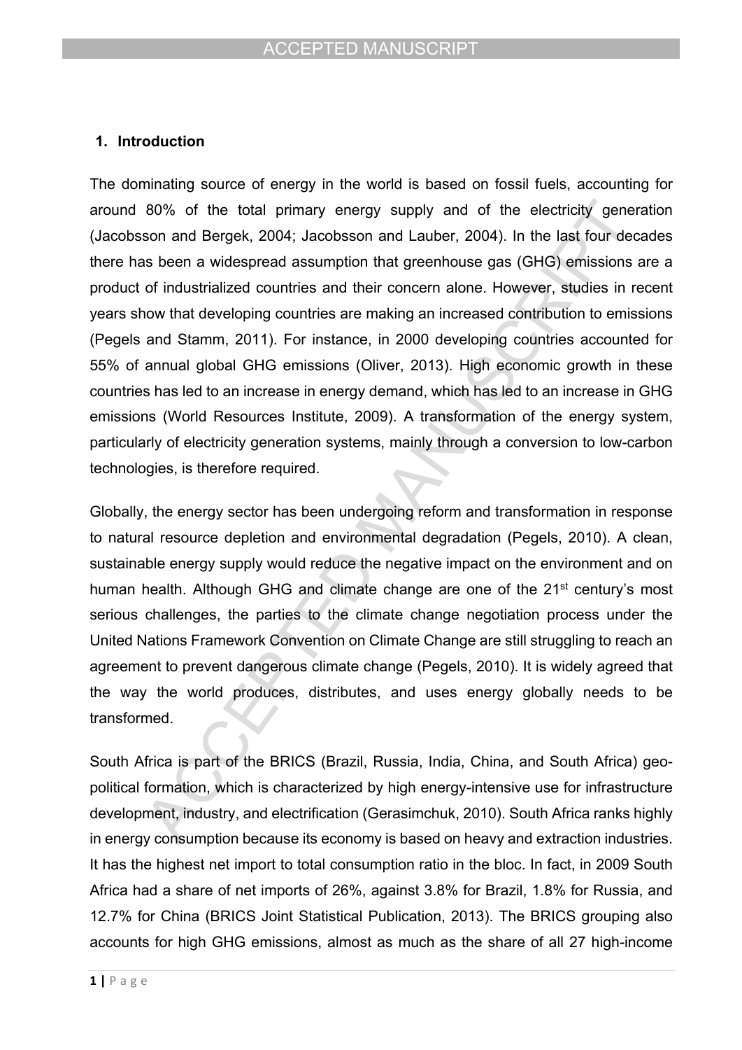## 1. Introduction

The dominating source of energy in the world is based on fossil fuels, accounting for around 80% of the total primary energy supply and of the electricity generation (Jacobsson and Bergek, 2004; Jacobsson and Lauber, 2004). In the last four decades there has been a widespread assumption that greenhouse gas (GHG) emissions are a product of industrialized countries and their concern alone. However, studies in recent years show that developing countries are making an increased contribution to emissions (Pegels and Stamm, 2011). For instance, in 2000 developing countries accounted for 55% of annual global GHG emissions (Oliver, 2013). High economic growth in these countries has led to an increase in energy demand, which has led to an increase in GHG emissions (World Resources Institute, 2009). A transformation of the energy system, particularly of electricity generation systems, mainly through a conversion to low-carbon technologies, is therefore required.

Globally, the energy sector has been undergoing reform and transformation in response to natural resource depletion and environmental degradation (Pegels, 2010). A clean, sustainable energy supply would reduce the negative impact on the environment and on human health. Although GHG and climate change are one of the 21st century's most serious challenges, the parties to the climate change negotiation process under the United Nations Framework Convention on Climate Change are still struggling to reach an agreement to prevent dangerous climate change (Pegels, 2010). It is widely agreed that the way the world produces, distributes, and uses energy globally needs to be transformed.

South Africa is part of the BRICS (Brazil, Russia, India, China, and South Africa) geo-political formation, which is characterized by high energy-intensive use for infrastructure development, industry, and electrification (Gerasimchuk, 2010). South Africa ranks highly in energy consumption because its economy is based on heavy and extraction industries. It has the highest net import to total consumption ratio in the bloc. In fact, in 2009 South Africa had a share of net imports of 26%, against 3.8% for Brazil, 1.8% for Russia, and 12.7% for China (BRICS Joint Statistical Publication, 2013). The BRICS grouping also accounts for high GHG emissions, almost as much as the share of all 27 high-income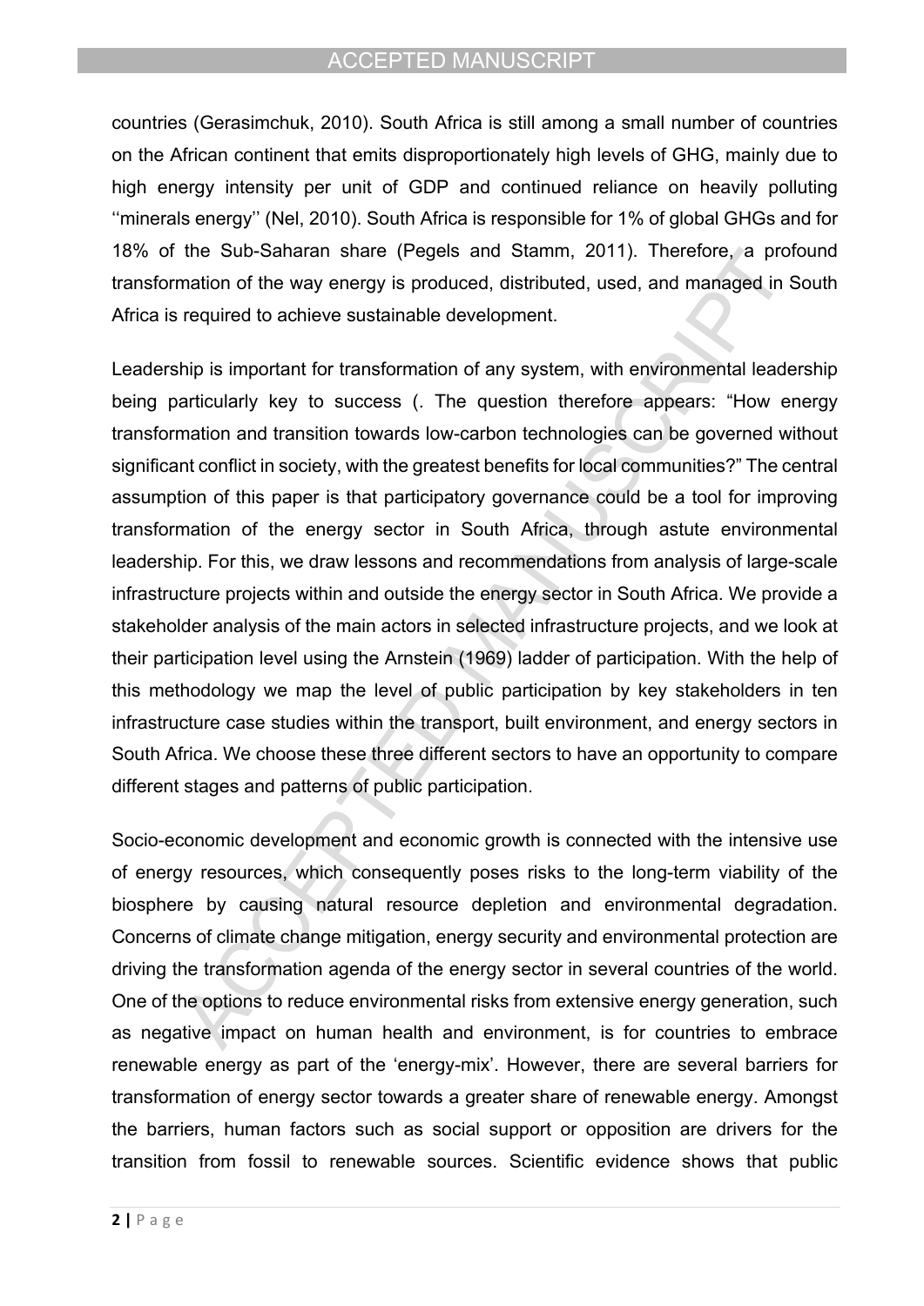countries (Gerasimchuk, 2010). South Africa is still among a small number of countries on the African continent that emits disproportionately high levels of GHG, mainly due to high energy intensity per unit of GDP and continued reliance on heavily polluting ''minerals energy'' (Nel, 2010). South Africa is responsible for 1% of global GHGs and for 18% of the Sub-Saharan share (Pegels and Stamm, 2011). Therefore, a profound transformation of the way energy is produced, distributed, used, and managed in South Africa is required to achieve sustainable development.

Leadership is important for transformation of any system, with environmental leadership being particularly key to success (. The question therefore appears: "How energy transformation and transition towards low-carbon technologies can be governed without significant conflict in society, with the greatest benefits for local communities?" The central assumption of this paper is that participatory governance could be a tool for improving transformation of the energy sector in South Africa, through astute environmental leadership. For this, we draw lessons and recommendations from analysis of large-scale infrastructure projects within and outside the energy sector in South Africa. We provide a stakeholder analysis of the main actors in selected infrastructure projects, and we look at their participation level using the Arnstein (1969) ladder of participation. With the help of this methodology we map the level of public participation by key stakeholders in ten infrastructure case studies within the transport, built environment, and energy sectors in South Africa. We choose these three different sectors to have an opportunity to compare different stages and patterns of public participation.

Socio-economic development and economic growth is connected with the intensive use of energy resources, which consequently poses risks to the long-term viability of the biosphere by causing natural resource depletion and environmental degradation. Concerns of climate change mitigation, energy security and environmental protection are driving the transformation agenda of the energy sector in several countries of the world. One of the options to reduce environmental risks from extensive energy generation, such as negative impact on human health and environment, is for countries to embrace renewable energy as part of the 'energy-mix'. However, there are several barriers for transformation of energy sector towards a greater share of renewable energy. Amongst the barriers, human factors such as social support or opposition are drivers for the transition from fossil to renewable sources. Scientific evidence shows that public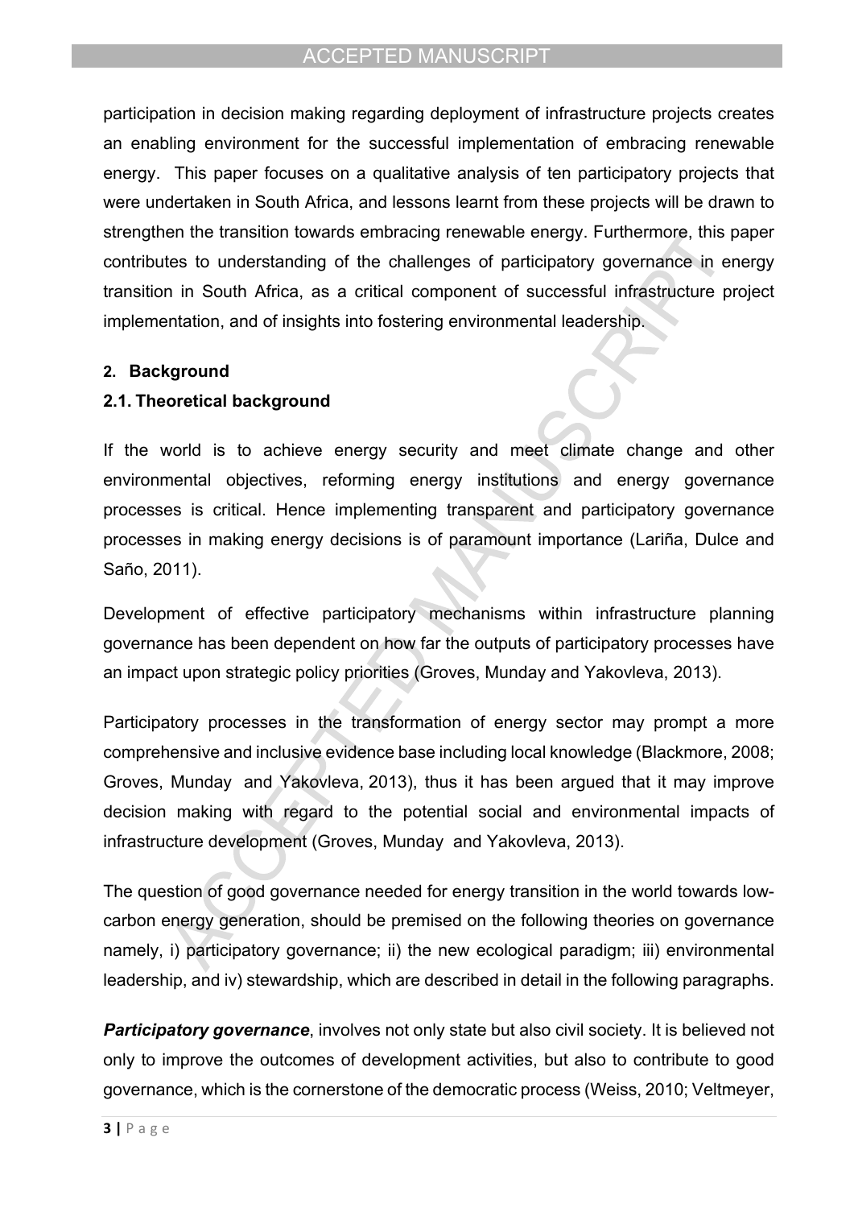participation in decision making regarding deployment of infrastructure projects creates an enabling environment for the successful implementation of embracing renewable energy. This paper focuses on a qualitative analysis of ten participatory projects that were undertaken in South Africa, and lessons learnt from these projects will be drawn to strengthen the transition towards embracing renewable energy. Furthermore, this paper contributes to understanding of the challenges of participatory governance in energy transition in South Africa, as a critical component of successful infrastructure project implementation, and of insights into fostering environmental leadership.

## 2. Background

### 2.1. Theoretical background

If the world is to achieve energy security and meet climate change and other environmental objectives, reforming energy institutions and energy governance processes is critical. Hence implementing transparent and participatory governance processes in making energy decisions is of paramount importance (Lariña, Dulce and Saño, 2011).

Development of effective participatory mechanisms within infrastructure planning governance has been dependent on how far the outputs of participatory processes have an impact upon strategic policy priorities (Groves, Munday and Yakovleva, 2013).

Participatory processes in the transformation of energy sector may prompt a more comprehensive and inclusive evidence base including local knowledge (Blackmore, 2008; Groves, Munday and Yakovleva, 2013), thus it has been argued that it may improve decision making with regard to the potential social and environmental impacts of infrastructure development (Groves, Munday and Yakovleva, 2013).

The question of good governance needed for energy transition in the world towards low-carbon energy generation, should be premised on the following theories on governance namely, i) participatory governance; ii) the new ecological paradigm; iii) environmental leadership, and iv) stewardship, which are described in detail in the following paragraphs.

***Participatory governance***, involves not only state but also civil society. It is believed not only to improve the outcomes of development activities, but also to contribute to good governance, which is the cornerstone of the democratic process (Weiss, 2010; Veltmeyer,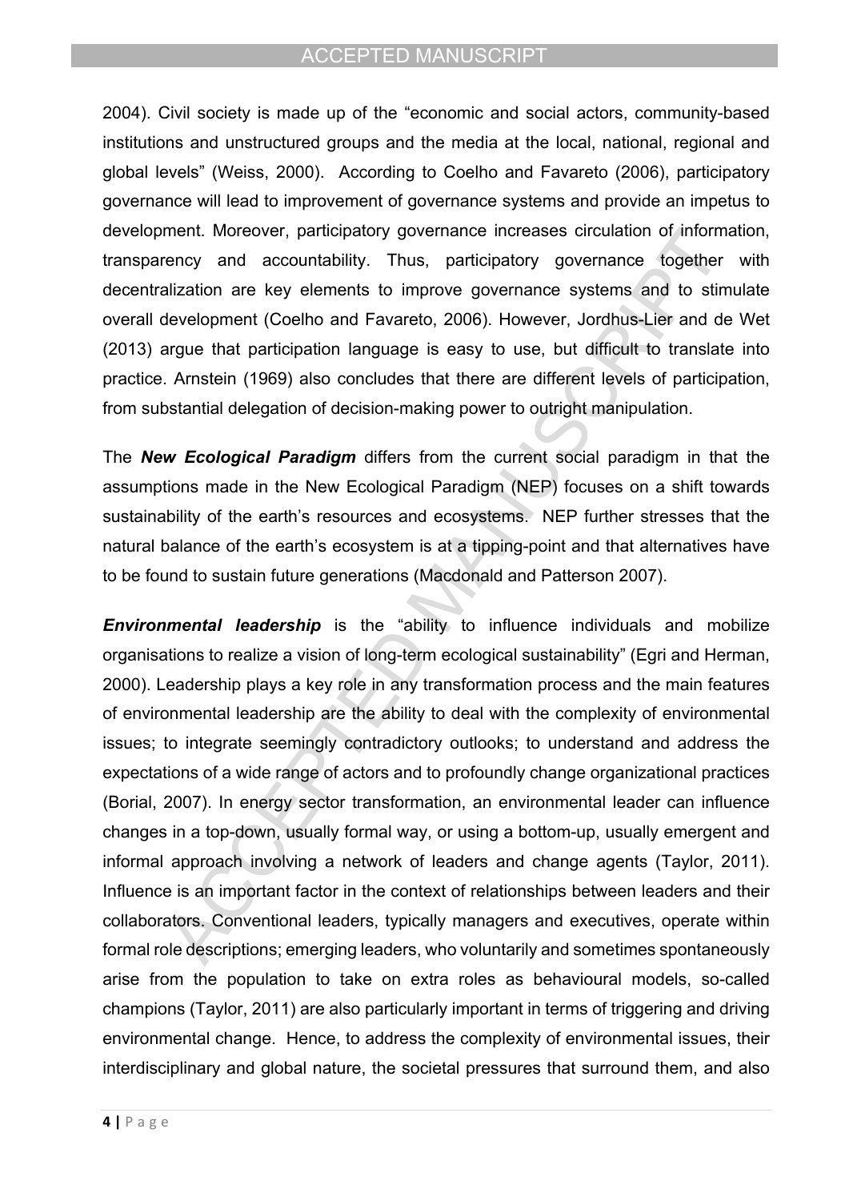2004). Civil society is made up of the "economic and social actors, community-based institutions and unstructured groups and the media at the local, national, regional and global levels" (Weiss, 2000). According to Coelho and Favareto (2006), participatory governance will lead to improvement of governance systems and provide an impetus to development. Moreover, participatory governance increases circulation of information, transparency and accountability. Thus, participatory governance together with decentralization are key elements to improve governance systems and to stimulate overall development (Coelho and Favareto, 2006). However, Jordhus-Lier and de Wet (2013) argue that participation language is easy to use, but difficult to translate into practice. Arnstein (1969) also concludes that there are different levels of participation, from substantial delegation of decision-making power to outright manipulation.

The ***New Ecological Paradigm*** differs from the current social paradigm in that the assumptions made in the New Ecological Paradigm (NEP) focuses on a shift towards sustainability of the earth's resources and ecosystems. NEP further stresses that the natural balance of the earth's ecosystem is at a tipping-point and that alternatives have to be found to sustain future generations (Macdonald and Patterson 2007).

***Environmental leadership*** is the "ability to influence individuals and mobilize organisations to realize a vision of long-term ecological sustainability" (Egri and Herman, 2000). Leadership plays a key role in any transformation process and the main features of environmental leadership are the ability to deal with the complexity of environmental issues; to integrate seemingly contradictory outlooks; to understand and address the expectations of a wide range of actors and to profoundly change organizational practices (Borial, 2007). In energy sector transformation, an environmental leader can influence changes in a top-down, usually formal way, or using a bottom-up, usually emergent and informal approach involving a network of leaders and change agents (Taylor, 2011). Influence is an important factor in the context of relationships between leaders and their collaborators. Conventional leaders, typically managers and executives, operate within formal role descriptions; emerging leaders, who voluntarily and sometimes spontaneously arise from the population to take on extra roles as behavioural models, so-called champions (Taylor, 2011) are also particularly important in terms of triggering and driving environmental change. Hence, to address the complexity of environmental issues, their interdisciplinary and global nature, the societal pressures that surround them, and also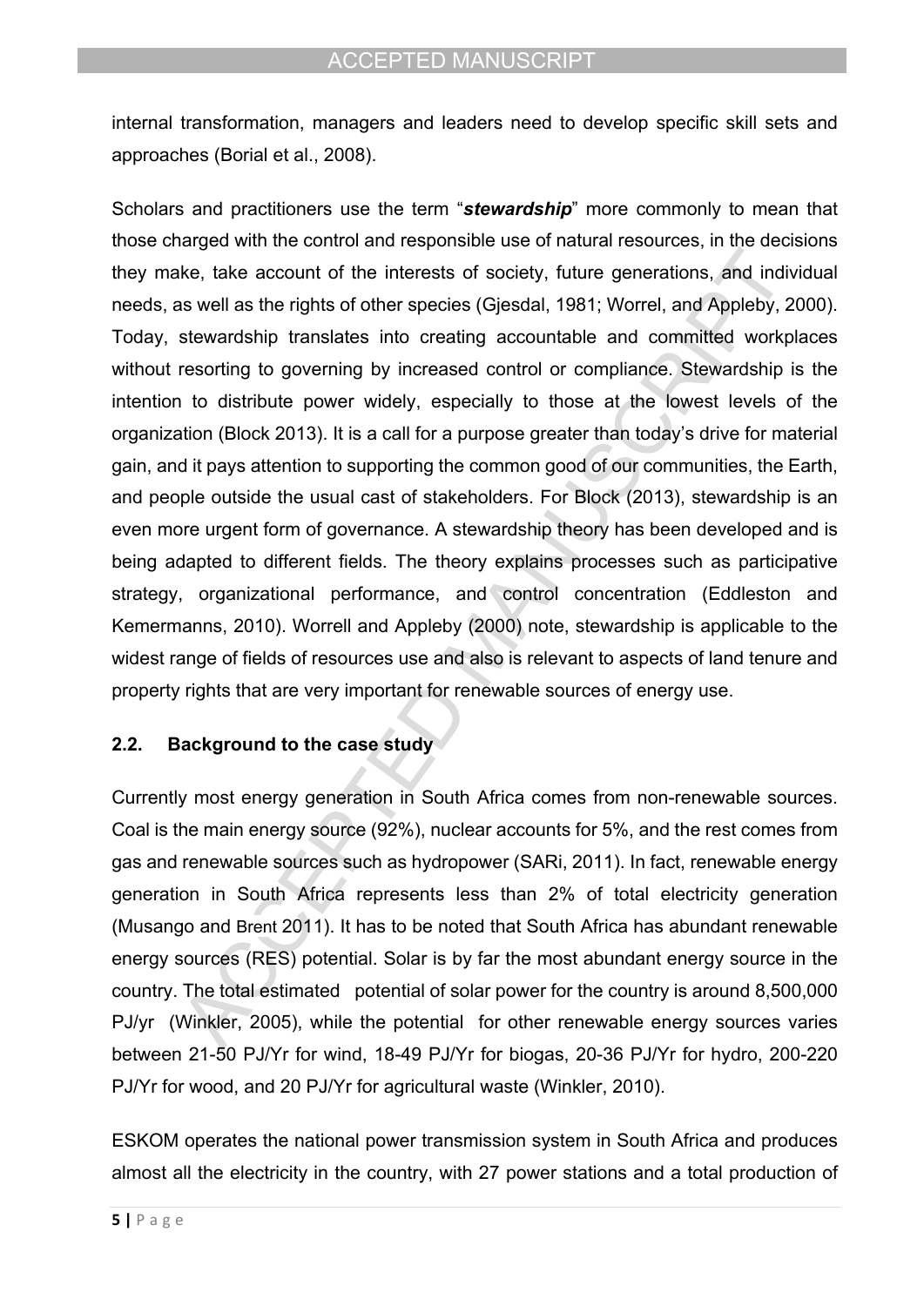internal transformation, managers and leaders need to develop specific skill sets and approaches (Borial et al., 2008).

Scholars and practitioners use the term "***stewardship***" more commonly to mean that those charged with the control and responsible use of natural resources, in the decisions they make, take account of the interests of society, future generations, and individual needs, as well as the rights of other species (Gjesdal, 1981; Worrel, and Appleby, 2000). Today, stewardship translates into creating accountable and committed workplaces without resorting to governing by increased control or compliance. Stewardship is the intention to distribute power widely, especially to those at the lowest levels of the organization (Block 2013). It is a call for a purpose greater than today's drive for material gain, and it pays attention to supporting the common good of our communities, the Earth, and people outside the usual cast of stakeholders. For Block (2013), stewardship is an even more urgent form of governance. A stewardship theory has been developed and is being adapted to different fields. The theory explains processes such as participative strategy, organizational performance, and control concentration (Eddleston and Kemermanns, 2010). Worrell and Appleby (2000) note, stewardship is applicable to the widest range of fields of resources use and also is relevant to aspects of land tenure and property rights that are very important for renewable sources of energy use.

### 2.2. Background to the case study

Currently most energy generation in South Africa comes from non-renewable sources. Coal is the main energy source (92%), nuclear accounts for 5%, and the rest comes from gas and renewable sources such as hydropower (SARi, 2011). In fact, renewable energy generation in South Africa represents less than 2% of total electricity generation (Musango and Brent 2011). It has to be noted that South Africa has abundant renewable energy sources (RES) potential. Solar is by far the most abundant energy source in the country. The total estimated potential of solar power for the country is around 8,500,000 PJ/yr (Winkler, 2005), while the potential for other renewable energy sources varies between 21-50 PJ/Yr for wind, 18-49 PJ/Yr for biogas, 20-36 PJ/Yr for hydro, 200-220 PJ/Yr for wood, and 20 PJ/Yr for agricultural waste (Winkler, 2010).

ESKOM operates the national power transmission system in South Africa and produces almost all the electricity in the country, with 27 power stations and a total production of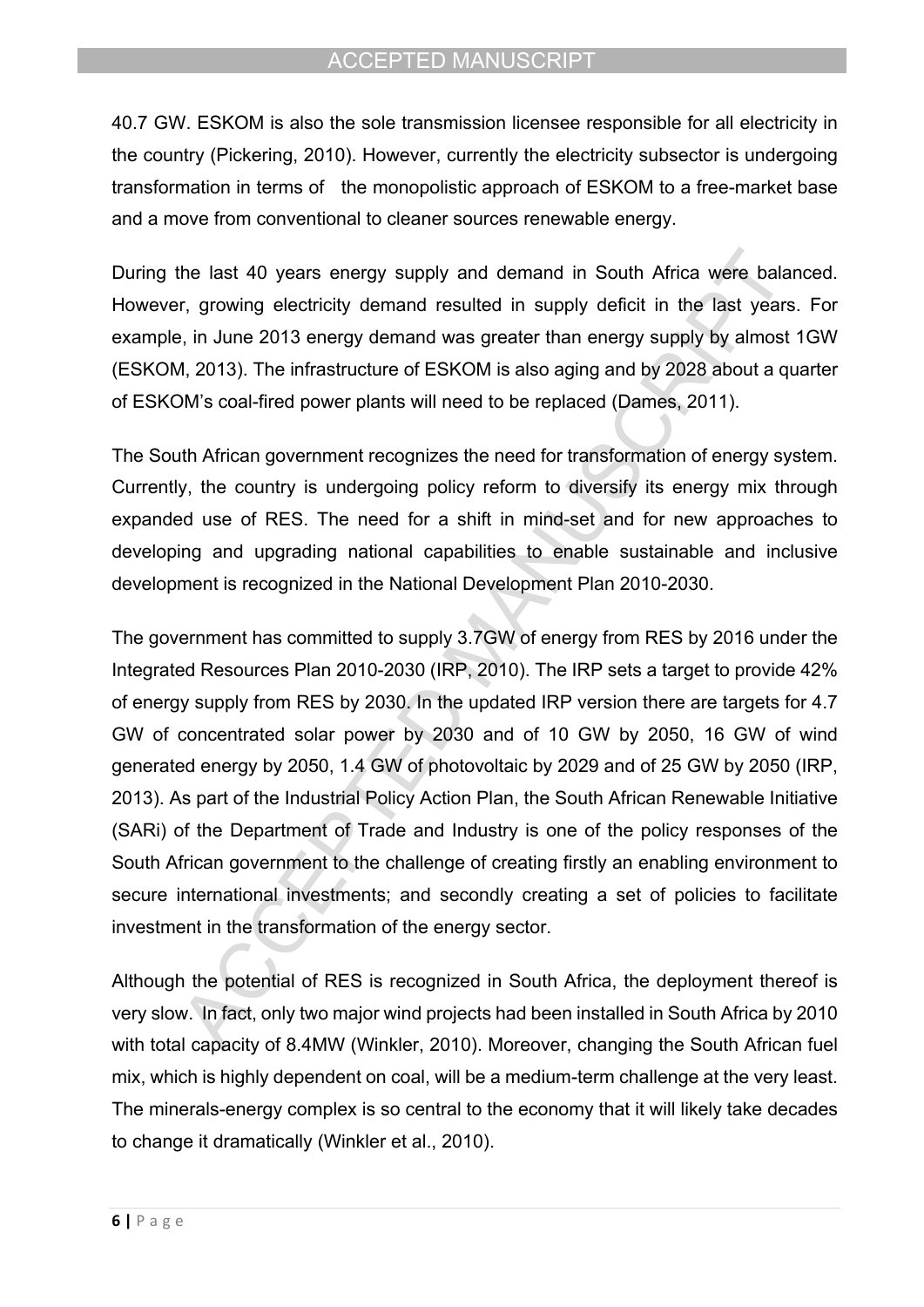40.7 GW. ESKOM is also the sole transmission licensee responsible for all electricity in the country (Pickering, 2010). However, currently the electricity subsector is undergoing transformation in terms of the monopolistic approach of ESKOM to a free-market base and a move from conventional to cleaner sources renewable energy.

During the last 40 years energy supply and demand in South Africa were balanced. However, growing electricity demand resulted in supply deficit in the last years. For example, in June 2013 energy demand was greater than energy supply by almost 1GW (ESKOM, 2013). The infrastructure of ESKOM is also aging and by 2028 about a quarter of ESKOM's coal-fired power plants will need to be replaced (Dames, 2011).

The South African government recognizes the need for transformation of energy system. Currently, the country is undergoing policy reform to diversify its energy mix through expanded use of RES. The need for a shift in mind-set and for new approaches to developing and upgrading national capabilities to enable sustainable and inclusive development is recognized in the National Development Plan 2010-2030.

The government has committed to supply 3.7GW of energy from RES by 2016 under the Integrated Resources Plan 2010-2030 (IRP, 2010). The IRP sets a target to provide 42% of energy supply from RES by 2030. In the updated IRP version there are targets for 4.7 GW of concentrated solar power by 2030 and of 10 GW by 2050, 16 GW of wind generated energy by 2050, 1.4 GW of photovoltaic by 2029 and of 25 GW by 2050 (IRP, 2013). As part of the Industrial Policy Action Plan, the South African Renewable Initiative (SARi) of the Department of Trade and Industry is one of the policy responses of the South African government to the challenge of creating firstly an enabling environment to secure international investments; and secondly creating a set of policies to facilitate investment in the transformation of the energy sector.

Although the potential of RES is recognized in South Africa, the deployment thereof is very slow. In fact, only two major wind projects had been installed in South Africa by 2010 with total capacity of 8.4MW (Winkler, 2010). Moreover, changing the South African fuel mix, which is highly dependent on coal, will be a medium-term challenge at the very least. The minerals-energy complex is so central to the economy that it will likely take decades to change it dramatically (Winkler et al., 2010).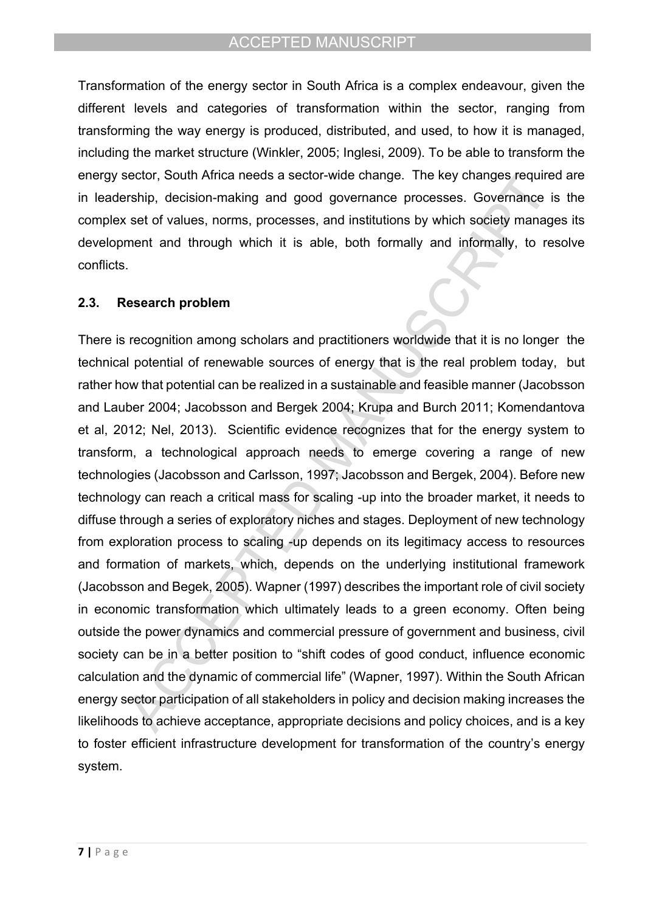Transformation of the energy sector in South Africa is a complex endeavour, given the different levels and categories of transformation within the sector, ranging from transforming the way energy is produced, distributed, and used, to how it is managed, including the market structure (Winkler, 2005; Inglesi, 2009). To be able to transform the energy sector, South Africa needs a sector-wide change. The key changes required are in leadership, decision-making and good governance processes. Governance is the complex set of values, norms, processes, and institutions by which society manages its development and through which it is able, both formally and informally, to resolve conflicts.

## 2.3. Research problem

There is recognition among scholars and practitioners worldwide that it is no longer the technical potential of renewable sources of energy that is the real problem today, but rather how that potential can be realized in a sustainable and feasible manner (Jacobsson and Lauber 2004; Jacobsson and Bergek 2004; Krupa and Burch 2011; Komendantova et al, 2012; Nel, 2013). Scientific evidence recognizes that for the energy system to transform, a technological approach needs to emerge covering a range of new technologies (Jacobsson and Carlsson, 1997; Jacobsson and Bergek, 2004). Before new technology can reach a critical mass for scaling -up into the broader market, it needs to diffuse through a series of exploratory niches and stages. Deployment of new technology from exploration process to scaling -up depends on its legitimacy access to resources and formation of markets, which, depends on the underlying institutional framework (Jacobsson and Begek, 2005). Wapner (1997) describes the important role of civil society in economic transformation which ultimately leads to a green economy. Often being outside the power dynamics and commercial pressure of government and business, civil society can be in a better position to "shift codes of good conduct, influence economic calculation and the dynamic of commercial life" (Wapner, 1997). Within the South African energy sector participation of all stakeholders in policy and decision making increases the likelihoods to achieve acceptance, appropriate decisions and policy choices, and is a key to foster efficient infrastructure development for transformation of the country's energy system.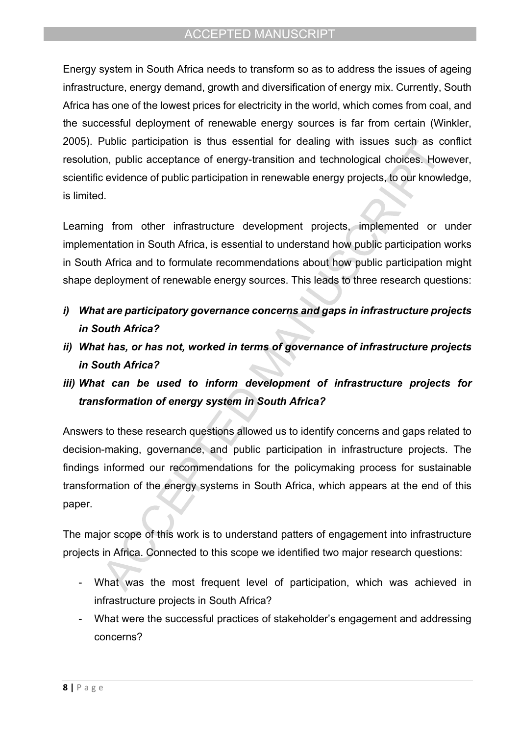Energy system in South Africa needs to transform so as to address the issues of ageing infrastructure, energy demand, growth and diversification of energy mix. Currently, South Africa has one of the lowest prices for electricity in the world, which comes from coal, and the successful deployment of renewable energy sources is far from certain (Winkler, 2005). Public participation is thus essential for dealing with issues such as conflict resolution, public acceptance of energy-transition and technological choices. However, scientific evidence of public participation in renewable energy projects, to our knowledge, is limited.

Learning from other infrastructure development projects, implemented or under implementation in South Africa, is essential to understand how public participation works in South Africa and to formulate recommendations about how public participation might shape deployment of renewable energy sources. This leads to three research questions:

*i)* ***What are participatory governance concerns and gaps in infrastructure projects in South Africa?***

*ii)* ***What has, or has not, worked in terms of governance of infrastructure projects in South Africa?***

*iii)* ***What can be used to inform development of infrastructure projects for transformation of energy system in South Africa?***

Answers to these research questions allowed us to identify concerns and gaps related to decision-making, governance, and public participation in infrastructure projects. The findings informed our recommendations for the policymaking process for sustainable transformation of the energy systems in South Africa, which appears at the end of this paper.

The major scope of this work is to understand patters of engagement into infrastructure projects in Africa. Connected to this scope we identified two major research questions:

- What was the most frequent level of participation, which was achieved in infrastructure projects in South Africa?
- What were the successful practices of stakeholder's engagement and addressing concerns?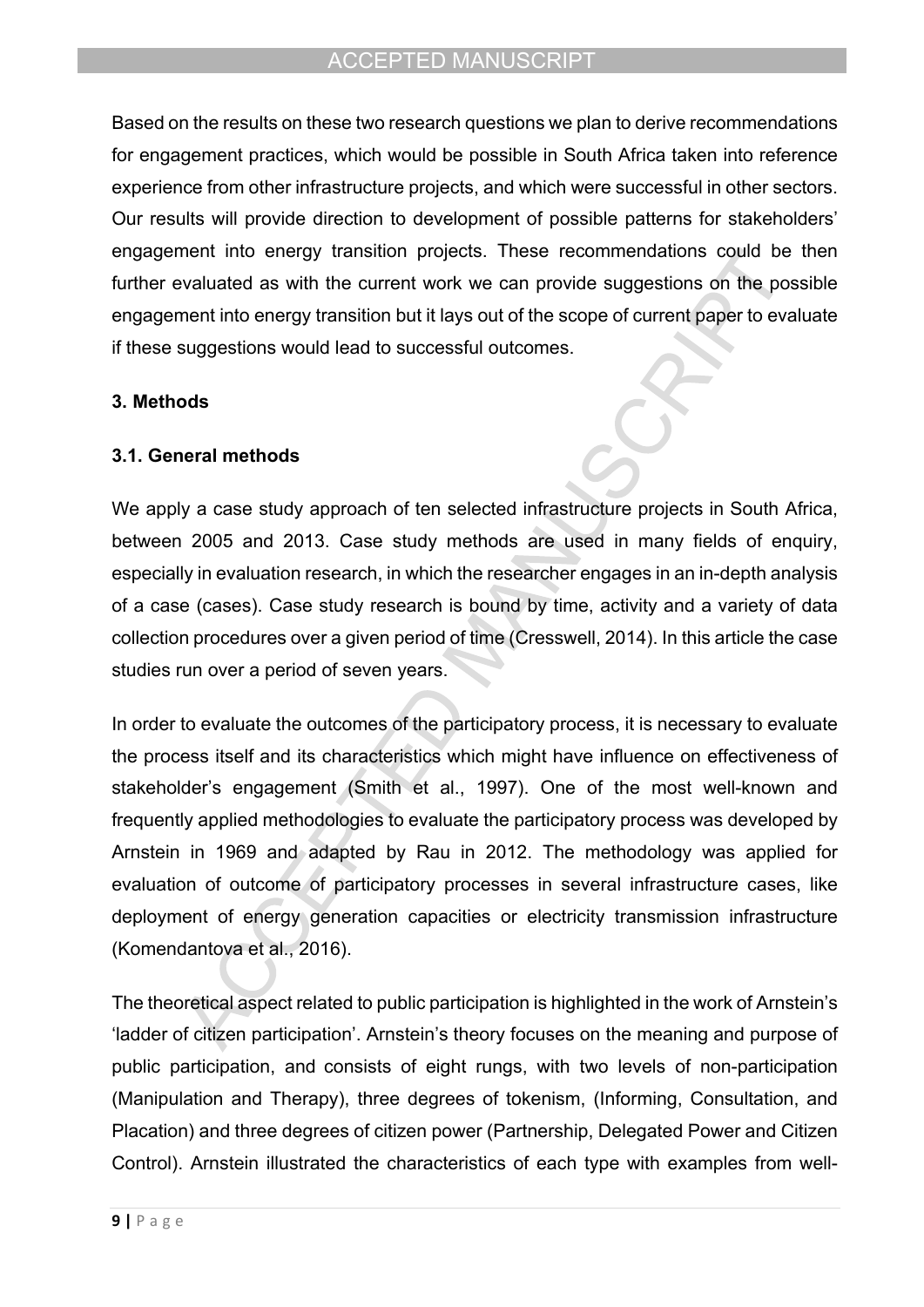Based on the results on these two research questions we plan to derive recommendations for engagement practices, which would be possible in South Africa taken into reference experience from other infrastructure projects, and which were successful in other sectors. Our results will provide direction to development of possible patterns for stakeholders' engagement into energy transition projects. These recommendations could be then further evaluated as with the current work we can provide suggestions on the possible engagement into energy transition but it lays out of the scope of current paper to evaluate if these suggestions would lead to successful outcomes.

## 3. Methods

### 3.1. General methods

We apply a case study approach of ten selected infrastructure projects in South Africa, between 2005 and 2013. Case study methods are used in many fields of enquiry, especially in evaluation research, in which the researcher engages in an in-depth analysis of a case (cases). Case study research is bound by time, activity and a variety of data collection procedures over a given period of time (Cresswell, 2014). In this article the case studies run over a period of seven years.

In order to evaluate the outcomes of the participatory process, it is necessary to evaluate the process itself and its characteristics which might have influence on effectiveness of stakeholder's engagement (Smith et al., 1997). One of the most well-known and frequently applied methodologies to evaluate the participatory process was developed by Arnstein in 1969 and adapted by Rau in 2012. The methodology was applied for evaluation of outcome of participatory processes in several infrastructure cases, like deployment of energy generation capacities or electricity transmission infrastructure (Komendantova et al., 2016).

The theoretical aspect related to public participation is highlighted in the work of Arnstein's 'ladder of citizen participation'. Arnstein's theory focuses on the meaning and purpose of public participation, and consists of eight rungs, with two levels of non-participation (Manipulation and Therapy), three degrees of tokenism, (Informing, Consultation, and Placation) and three degrees of citizen power (Partnership, Delegated Power and Citizen Control). Arnstein illustrated the characteristics of each type with examples from well-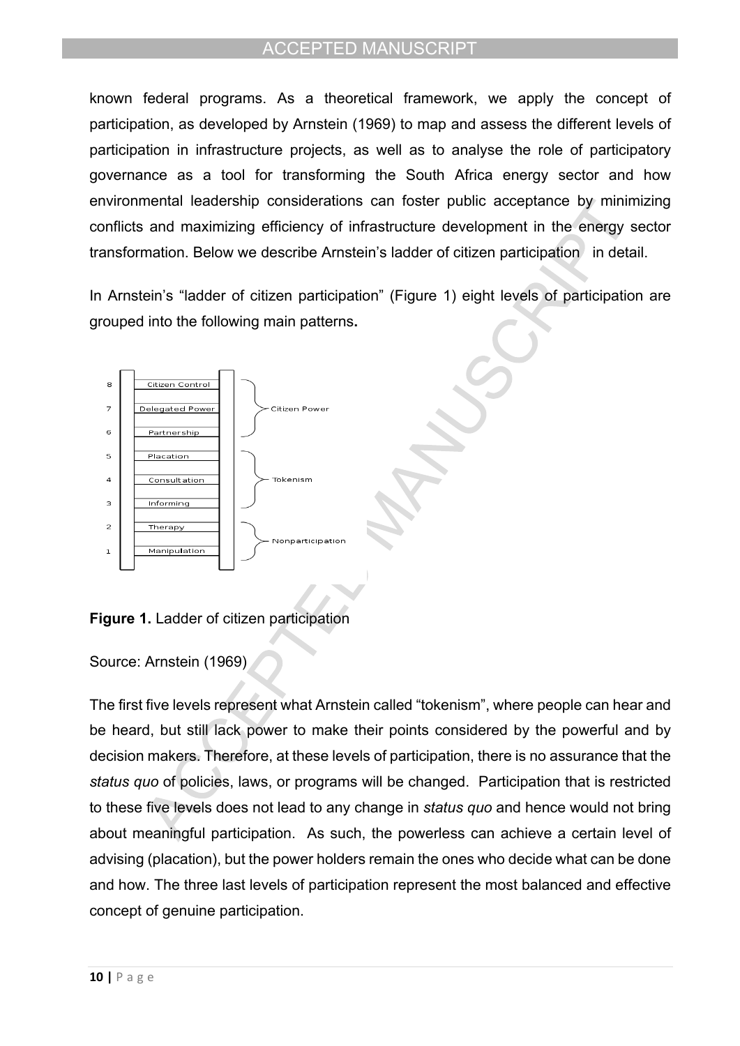known federal programs. As a theoretical framework, we apply the concept of participation, as developed by Arnstein (1969) to map and assess the different levels of participation in infrastructure projects, as well as to analyse the role of participatory governance as a tool for transforming the South Africa energy sector and how environmental leadership considerations can foster public acceptance by minimizing conflicts and maximizing efficiency of infrastructure development in the energy sector transformation. Below we describe Arnstein's ladder of citizen participation in detail.

In Arnstein's "ladder of citizen participation" (Figure 1) eight levels of participation are grouped into the following main patterns.

8 Citizen Control
7 Delegated Power
6 Partnership
5 Placation
4 Consultation
3 Informing
2 Therapy
1 Manipulation

Citizen Power
Tokenism
Nonparticipation

**Figure 1.** Ladder of citizen participation

Source: Arnstein (1969)

The first five levels represent what Arnstein called "tokenism", where people can hear and be heard, but still lack power to make their points considered by the powerful and by decision makers. Therefore, at these levels of participation, there is no assurance that the *status quo* of policies, laws, or programs will be changed. Participation that is restricted to these five levels does not lead to any change in *status quo* and hence would not bring about meaningful participation. As such, the powerless can achieve a certain level of advising (placation), but the power holders remain the ones who decide what can be done and how. The three last levels of participation represent the most balanced and effective concept of genuine participation.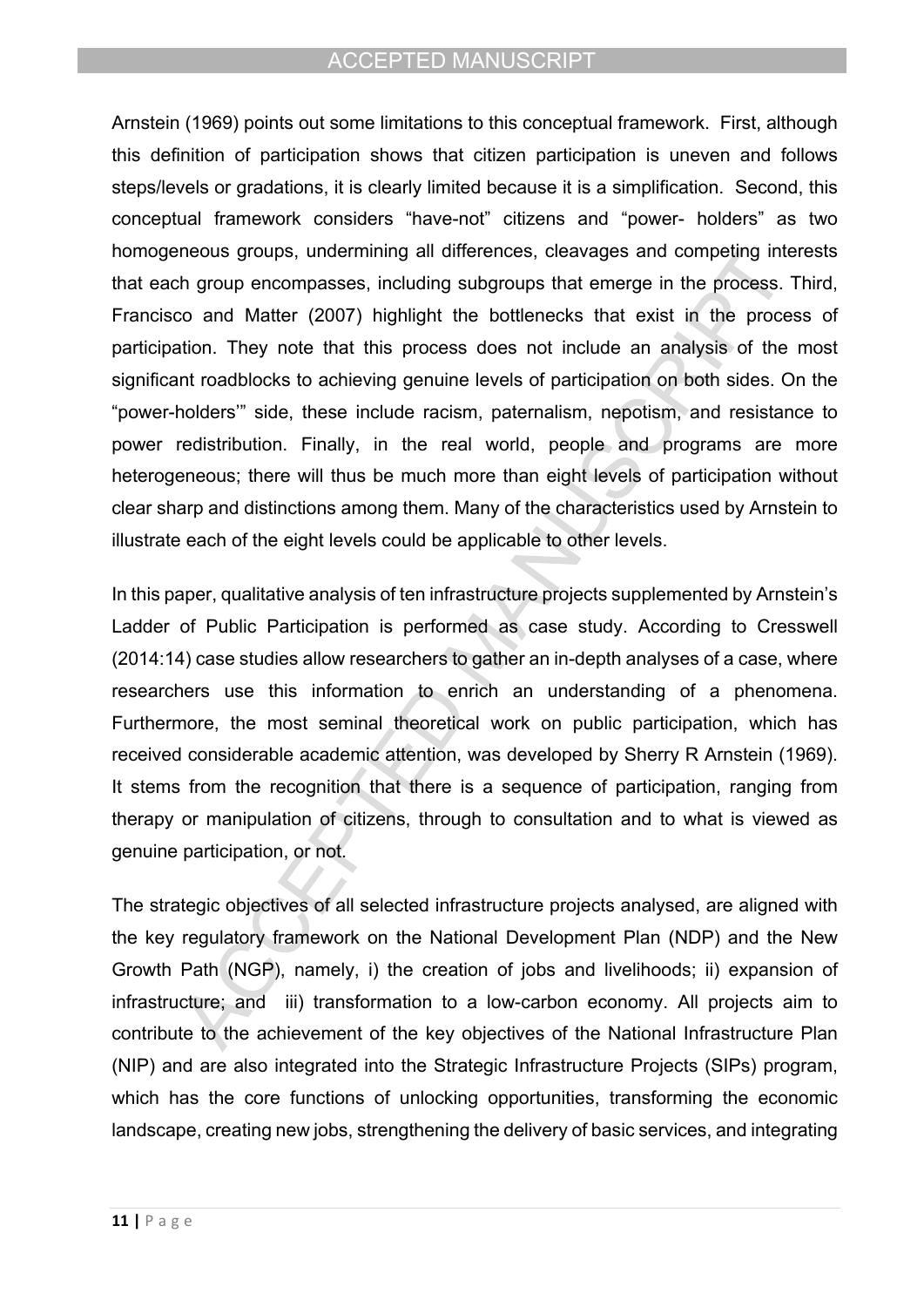Arnstein (1969) points out some limitations to this conceptual framework. First, although this definition of participation shows that citizen participation is uneven and follows steps/levels or gradations, it is clearly limited because it is a simplification. Second, this conceptual framework considers "have-not" citizens and "power- holders" as two homogeneous groups, undermining all differences, cleavages and competing interests that each group encompasses, including subgroups that emerge in the process. Third, Francisco and Matter (2007) highlight the bottlenecks that exist in the process of participation. They note that this process does not include an analysis of the most significant roadblocks to achieving genuine levels of participation on both sides. On the "power-holders'" side, these include racism, paternalism, nepotism, and resistance to power redistribution. Finally, in the real world, people and programs are more heterogeneous; there will thus be much more than eight levels of participation without clear sharp and distinctions among them. Many of the characteristics used by Arnstein to illustrate each of the eight levels could be applicable to other levels.

In this paper, qualitative analysis of ten infrastructure projects supplemented by Arnstein's Ladder of Public Participation is performed as case study. According to Cresswell (2014:14) case studies allow researchers to gather an in-depth analyses of a case, where researchers use this information to enrich an understanding of a phenomena. Furthermore, the most seminal theoretical work on public participation, which has received considerable academic attention, was developed by Sherry R Arnstein (1969). It stems from the recognition that there is a sequence of participation, ranging from therapy or manipulation of citizens, through to consultation and to what is viewed as genuine participation, or not.

The strategic objectives of all selected infrastructure projects analysed, are aligned with the key regulatory framework on the National Development Plan (NDP) and the New Growth Path (NGP), namely, i) the creation of jobs and livelihoods; ii) expansion of infrastructure; and iii) transformation to a low-carbon economy. All projects aim to contribute to the achievement of the key objectives of the National Infrastructure Plan (NIP) and are also integrated into the Strategic Infrastructure Projects (SIPs) program, which has the core functions of unlocking opportunities, transforming the economic landscape, creating new jobs, strengthening the delivery of basic services, and integrating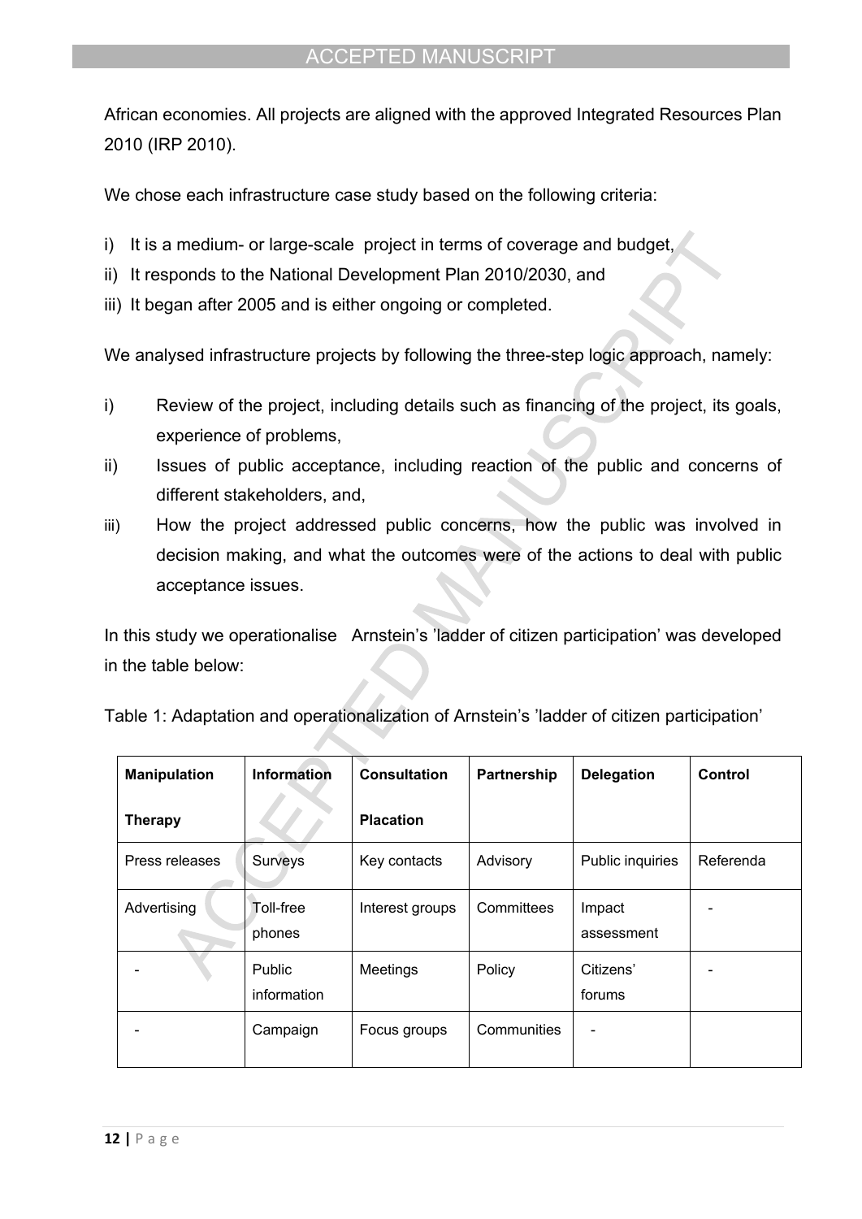African economies. All projects are aligned with the approved Integrated Resources Plan 2010 (IRP 2010).

We chose each infrastructure case study based on the following criteria:

i) It is a medium- or large-scale project in terms of coverage and budget,
ii) It responds to the National Development Plan 2010/2030, and
iii) It began after 2005 and is either ongoing or completed.

We analysed infrastructure projects by following the three-step logic approach, namely:

i) Review of the project, including details such as financing of the project, its goals, experience of problems,
ii) Issues of public acceptance, including reaction of the public and concerns of different stakeholders, and,
iii) How the project addressed public concerns, how the public was involved in decision making, and what the outcomes were of the actions to deal with public acceptance issues.

In this study we operationalise Arnstein's 'ladder of citizen participation' was developed in the table below:

Table 1: Adaptation and operationalization of Arnstein's 'ladder of citizen participation'

| **Manipulation**<br><br>**Therapy** | **Information** | **Consultation**<br><br>**Placation** | **Partnership** | **Delegation** | **Control** |
|---|---|---|---|---|---|
| Press releases | Surveys | Key contacts | Advisory | Public inquiries | Referenda |
| Advertising | Toll-free phones | Interest groups | Committees | Impact assessment | - |
| - | Public information | Meetings | Policy | Citizens' forums | - |
| - | Campaign | Focus groups | Communities | - | |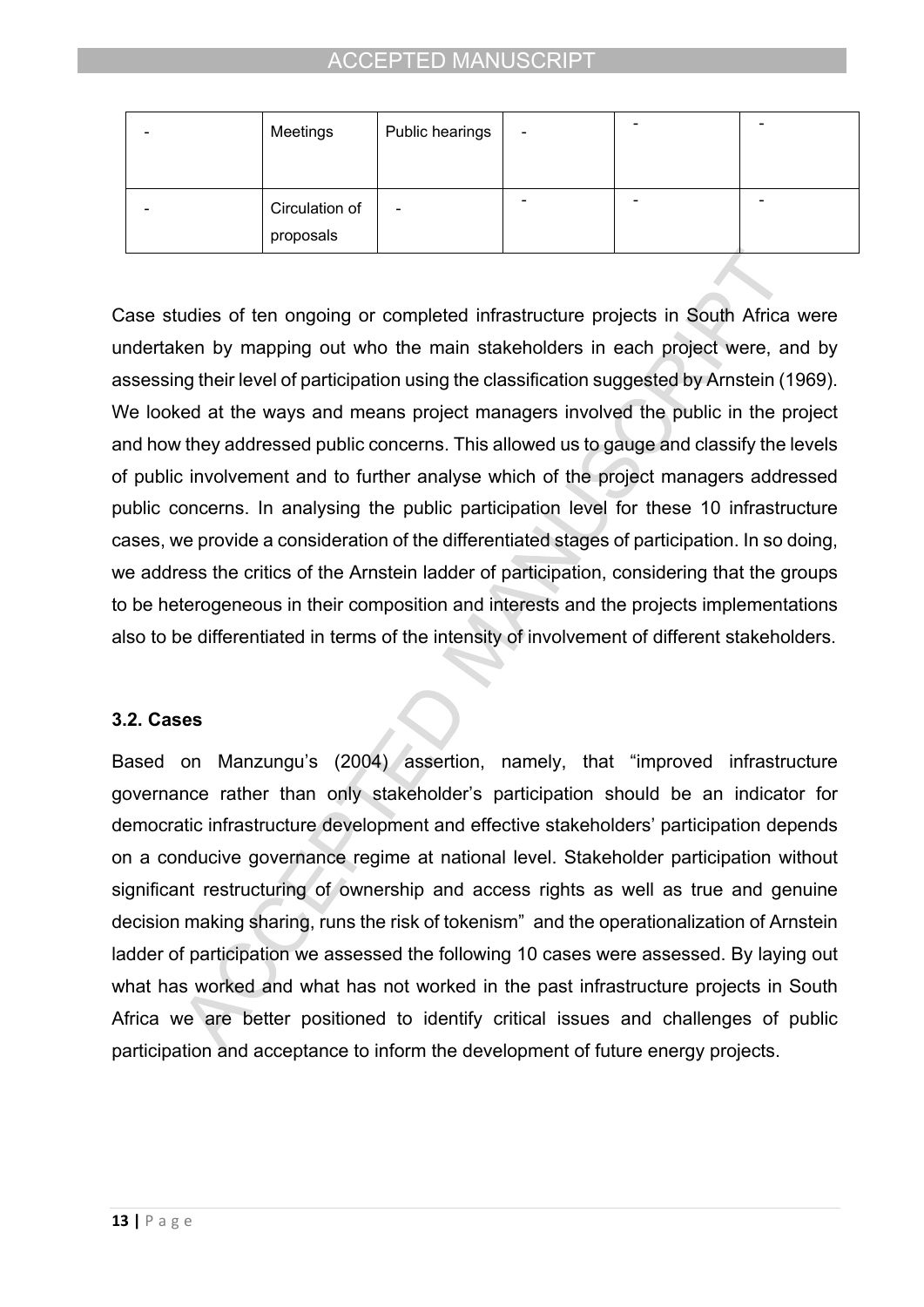| | | | | | |
|---|---|---|---|---|---|
| - | Meetings | Public hearings | - | - | - |
| - | Circulation of proposals | - | - | - | - |

Case studies of ten ongoing or completed infrastructure projects in South Africa were undertaken by mapping out who the main stakeholders in each project were, and by assessing their level of participation using the classification suggested by Arnstein (1969). We looked at the ways and means project managers involved the public in the project and how they addressed public concerns. This allowed us to gauge and classify the levels of public involvement and to further analyse which of the project managers addressed public concerns. In analysing the public participation level for these 10 infrastructure cases, we provide a consideration of the differentiated stages of participation. In so doing, we address the critics of the Arnstein ladder of participation, considering that the groups to be heterogeneous in their composition and interests and the projects implementations also to be differentiated in terms of the intensity of involvement of different stakeholders.

### 3.2. Cases

Based on Manzungu's (2004) assertion, namely, that "improved infrastructure governance rather than only stakeholder's participation should be an indicator for democratic infrastructure development and effective stakeholders' participation depends on a conducive governance regime at national level. Stakeholder participation without significant restructuring of ownership and access rights as well as true and genuine decision making sharing, runs the risk of tokenism" and the operationalization of Arnstein ladder of participation we assessed the following 10 cases were assessed. By laying out what has worked and what has not worked in the past infrastructure projects in South Africa we are better positioned to identify critical issues and challenges of public participation and acceptance to inform the development of future energy projects.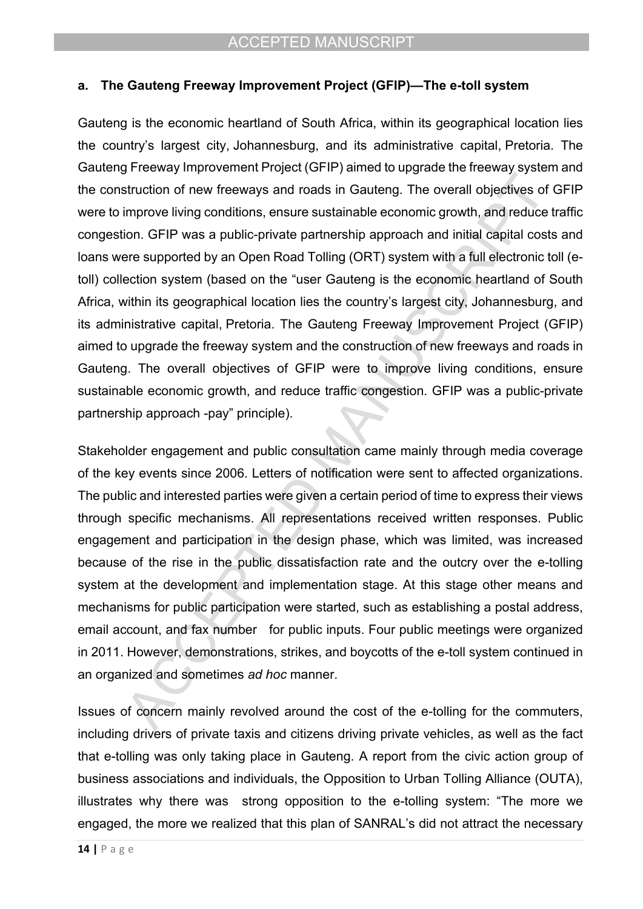### a. The Gauteng Freeway Improvement Project (GFIP)—The e-toll system

Gauteng is the economic heartland of South Africa, within its geographical location lies the country's largest city, Johannesburg, and its administrative capital, Pretoria. The Gauteng Freeway Improvement Project (GFIP) aimed to upgrade the freeway system and the construction of new freeways and roads in Gauteng. The overall objectives of GFIP were to improve living conditions, ensure sustainable economic growth, and reduce traffic congestion. GFIP was a public-private partnership approach and initial capital costs and loans were supported by an Open Road Tolling (ORT) system with a full electronic toll (e-toll) collection system (based on the "user Gauteng is the economic heartland of South Africa, within its geographical location lies the country's largest city, Johannesburg, and its administrative capital, Pretoria. The Gauteng Freeway Improvement Project (GFIP) aimed to upgrade the freeway system and the construction of new freeways and roads in Gauteng. The overall objectives of GFIP were to improve living conditions, ensure sustainable economic growth, and reduce traffic congestion. GFIP was a public-private partnership approach -pay" principle).

Stakeholder engagement and public consultation came mainly through media coverage of the key events since 2006. Letters of notification were sent to affected organizations. The public and interested parties were given a certain period of time to express their views through specific mechanisms. All representations received written responses. Public engagement and participation in the design phase, which was limited, was increased because of the rise in the public dissatisfaction rate and the outcry over the e-tolling system at the development and implementation stage. At this stage other means and mechanisms for public participation were started, such as establishing a postal address, email account, and fax number for public inputs. Four public meetings were organized in 2011. However, demonstrations, strikes, and boycotts of the e-toll system continued in an organized and sometimes *ad hoc* manner.

Issues of concern mainly revolved around the cost of the e-tolling for the commuters, including drivers of private taxis and citizens driving private vehicles, as well as the fact that e-tolling was only taking place in Gauteng. A report from the civic action group of business associations and individuals, the Opposition to Urban Tolling Alliance (OUTA), illustrates why there was strong opposition to the e-tolling system: "The more we engaged, the more we realized that this plan of SANRAL's did not attract the necessary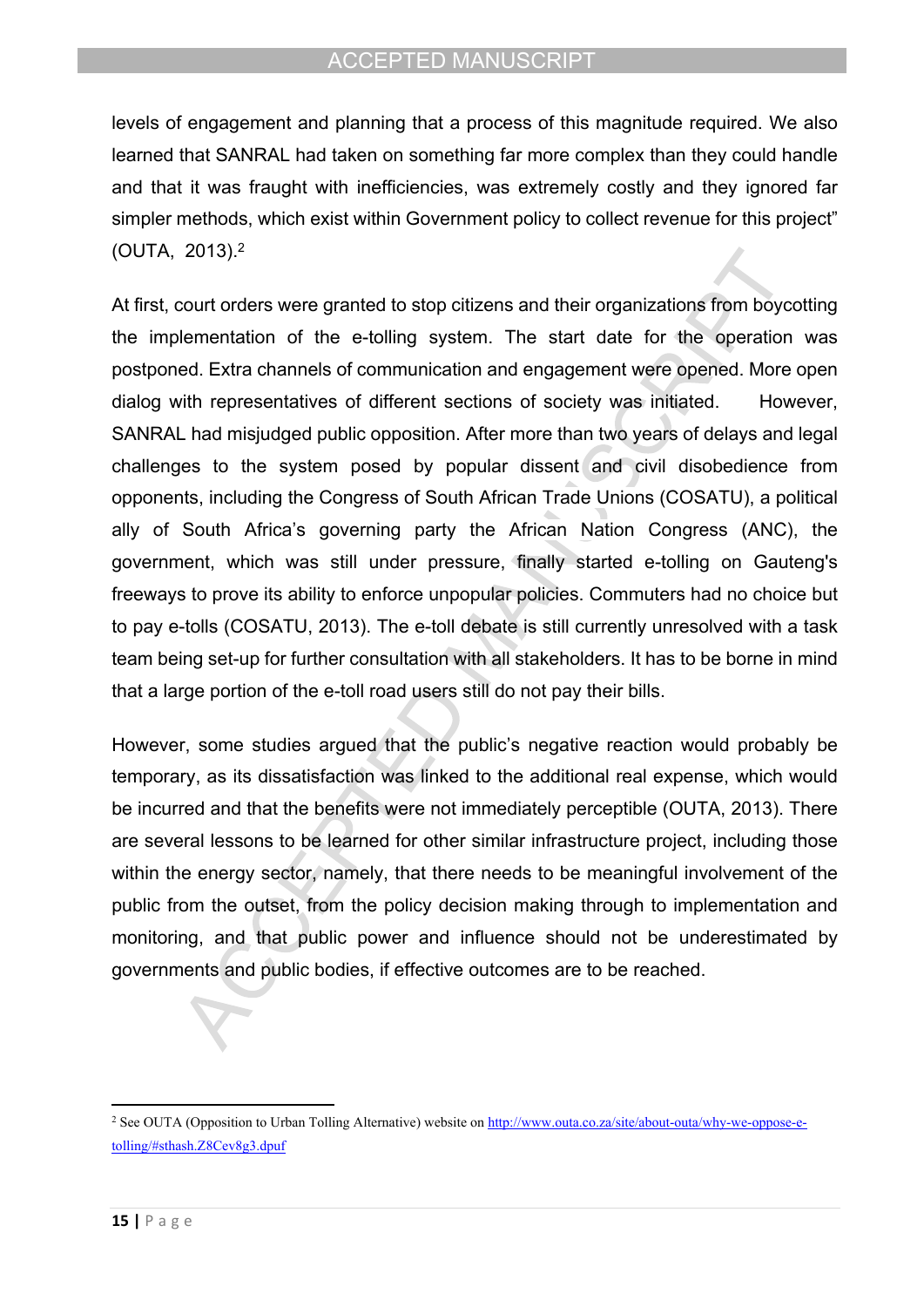levels of engagement and planning that a process of this magnitude required. We also learned that SANRAL had taken on something far more complex than they could handle and that it was fraught with inefficiencies, was extremely costly and they ignored far simpler methods, which exist within Government policy to collect revenue for this project" (OUTA, 2013).[2]

At first, court orders were granted to stop citizens and their organizations from boycotting the implementation of the e-tolling system. The start date for the operation was postponed. Extra channels of communication and engagement were opened. More open dialog with representatives of different sections of society was initiated. However, SANRAL had misjudged public opposition. After more than two years of delays and legal challenges to the system posed by popular dissent and civil disobedience from opponents, including the Congress of South African Trade Unions (COSATU), a political ally of South Africa's governing party the African Nation Congress (ANC), the government, which was still under pressure, finally started e-tolling on Gauteng's freeways to prove its ability to enforce unpopular policies. Commuters had no choice but to pay e-tolls (COSATU, 2013). The e-toll debate is still currently unresolved with a task team being set-up for further consultation with all stakeholders. It has to be borne in mind that a large portion of the e-toll road users still do not pay their bills.

However, some studies argued that the public's negative reaction would probably be temporary, as its dissatisfaction was linked to the additional real expense, which would be incurred and that the benefits were not immediately perceptible (OUTA, 2013). There are several lessons to be learned for other similar infrastructure project, including those within the energy sector, namely, that there needs to be meaningful involvement of the public from the outset, from the policy decision making through to implementation and monitoring, and that public power and influence should not be underestimated by governments and public bodies, if effective outcomes are to be reached.

---

[2] See OUTA (Opposition to Urban Tolling Alternative) website on http://www.outa.co.za/site/about-outa/why-we-oppose-e-tolling/#sthash.Z8Cev8g3.dpuf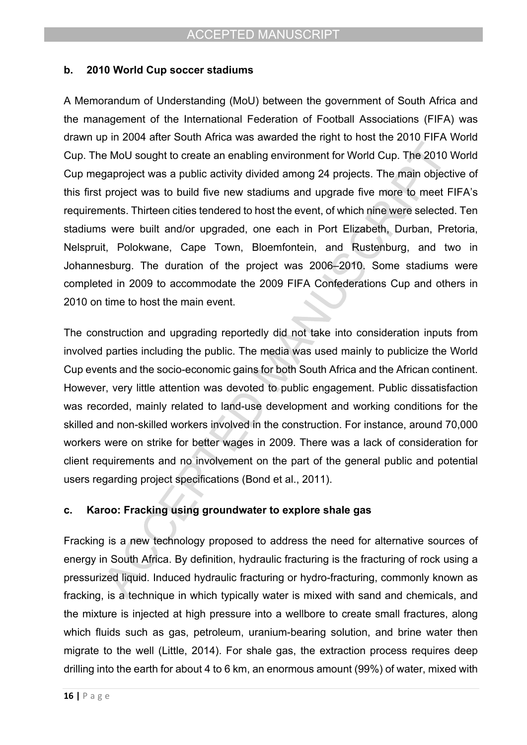### b. 2010 World Cup soccer stadiums

A Memorandum of Understanding (MoU) between the government of South Africa and the management of the International Federation of Football Associations (FIFA) was drawn up in 2004 after South Africa was awarded the right to host the 2010 FIFA World Cup. The MoU sought to create an enabling environment for World Cup. The 2010 World Cup megaproject was a public activity divided among 24 projects. The main objective of this first project was to build five new stadiums and upgrade five more to meet FIFA's requirements. Thirteen cities tendered to host the event, of which nine were selected. Ten stadiums were built and/or upgraded, one each in Port Elizabeth, Durban, Pretoria, Nelspruit, Polokwane, Cape Town, Bloemfontein, and Rustenburg, and two in Johannesburg. The duration of the project was 2006–2010. Some stadiums were completed in 2009 to accommodate the 2009 FIFA Confederations Cup and others in 2010 on time to host the main event.

The construction and upgrading reportedly did not take into consideration inputs from involved parties including the public. The media was used mainly to publicize the World Cup events and the socio-economic gains for both South Africa and the African continent. However, very little attention was devoted to public engagement. Public dissatisfaction was recorded, mainly related to land-use development and working conditions for the skilled and non-skilled workers involved in the construction. For instance, around 70,000 workers were on strike for better wages in 2009. There was a lack of consideration for client requirements and no involvement on the part of the general public and potential users regarding project specifications (Bond et al., 2011).

### c. Karoo: Fracking using groundwater to explore shale gas

Fracking is a new technology proposed to address the need for alternative sources of energy in South Africa. By definition, hydraulic fracturing is the fracturing of rock using a pressurized liquid. Induced hydraulic fracturing or hydro-fracturing, commonly known as fracking, is a technique in which typically water is mixed with sand and chemicals, and the mixture is injected at high pressure into a wellbore to create small fractures, along which fluids such as gas, petroleum, uranium-bearing solution, and brine water then migrate to the well (Little, 2014). For shale gas, the extraction process requires deep drilling into the earth for about 4 to 6 km, an enormous amount (99%) of water, mixed with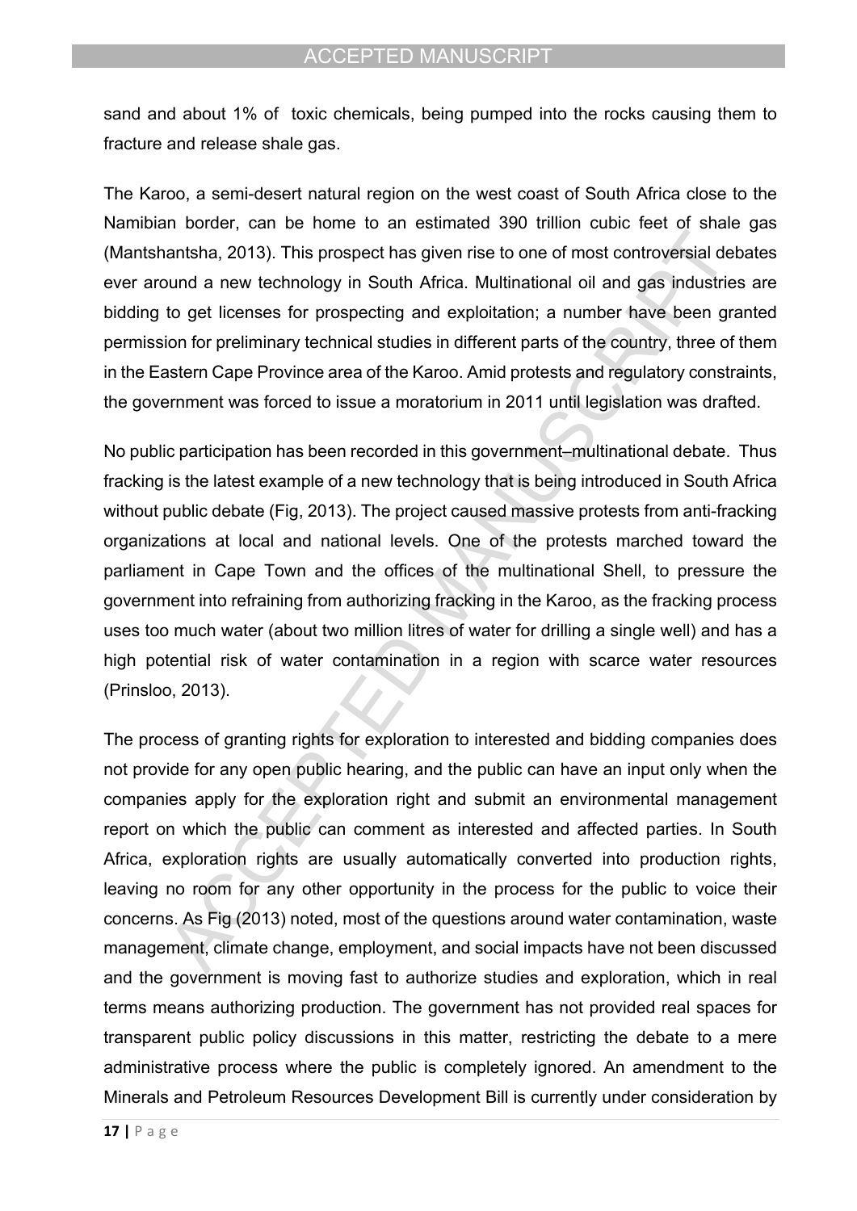sand and about 1% of toxic chemicals, being pumped into the rocks causing them to fracture and release shale gas.

The Karoo, a semi-desert natural region on the west coast of South Africa close to the Namibian border, can be home to an estimated 390 trillion cubic feet of shale gas (Mantshantsha, 2013). This prospect has given rise to one of most controversial debates ever around a new technology in South Africa. Multinational oil and gas industries are bidding to get licenses for prospecting and exploitation; a number have been granted permission for preliminary technical studies in different parts of the country, three of them in the Eastern Cape Province area of the Karoo. Amid protests and regulatory constraints, the government was forced to issue a moratorium in 2011 until legislation was drafted.

No public participation has been recorded in this government–multinational debate. Thus fracking is the latest example of a new technology that is being introduced in South Africa without public debate (Fig, 2013). The project caused massive protests from anti-fracking organizations at local and national levels. One of the protests marched toward the parliament in Cape Town and the offices of the multinational Shell, to pressure the government into refraining from authorizing fracking in the Karoo, as the fracking process uses too much water (about two million litres of water for drilling a single well) and has a high potential risk of water contamination in a region with scarce water resources (Prinsloo, 2013).

The process of granting rights for exploration to interested and bidding companies does not provide for any open public hearing, and the public can have an input only when the companies apply for the exploration right and submit an environmental management report on which the public can comment as interested and affected parties. In South Africa, exploration rights are usually automatically converted into production rights, leaving no room for any other opportunity in the process for the public to voice their concerns. As Fig (2013) noted, most of the questions around water contamination, waste management, climate change, employment, and social impacts have not been discussed and the government is moving fast to authorize studies and exploration, which in real terms means authorizing production. The government has not provided real spaces for transparent public policy discussions in this matter, restricting the debate to a mere administrative process where the public is completely ignored. An amendment to the Minerals and Petroleum Resources Development Bill is currently under consideration by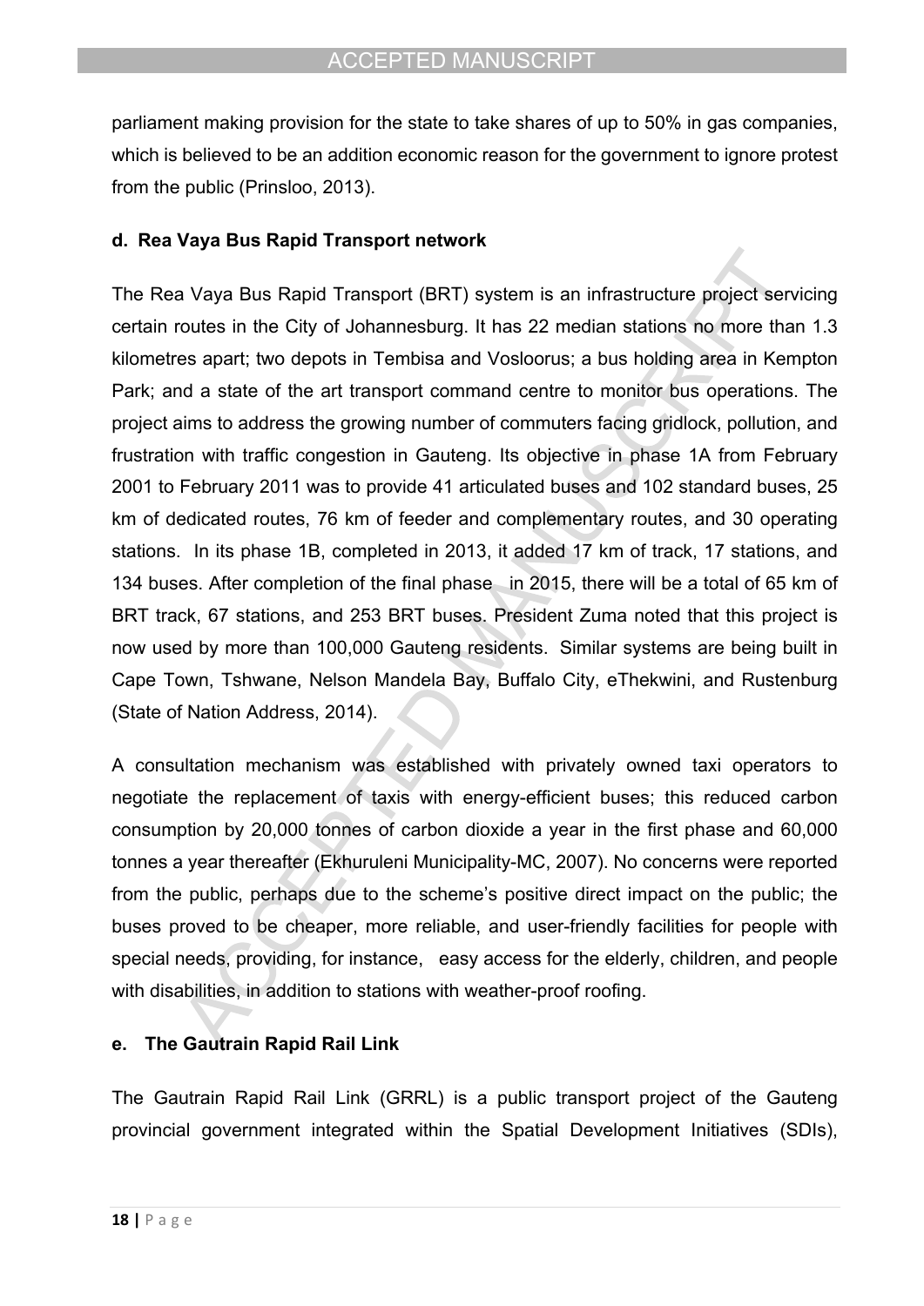parliament making provision for the state to take shares of up to 50% in gas companies, which is believed to be an addition economic reason for the government to ignore protest from the public (Prinsloo, 2013).

#### d. Rea Vaya Bus Rapid Transport network

The Rea Vaya Bus Rapid Transport (BRT) system is an infrastructure project servicing certain routes in the City of Johannesburg. It has 22 median stations no more than 1.3 kilometres apart; two depots in Tembisa and Vosloorus; a bus holding area in Kempton Park; and a state of the art transport command centre to monitor bus operations. The project aims to address the growing number of commuters facing gridlock, pollution, and frustration with traffic congestion in Gauteng. Its objective in phase 1A from February 2001 to February 2011 was to provide 41 articulated buses and 102 standard buses, 25 km of dedicated routes, 76 km of feeder and complementary routes, and 30 operating stations. In its phase 1B, completed in 2013, it added 17 km of track, 17 stations, and 134 buses. After completion of the final phase in 2015, there will be a total of 65 km of BRT track, 67 stations, and 253 BRT buses. President Zuma noted that this project is now used by more than 100,000 Gauteng residents. Similar systems are being built in Cape Town, Tshwane, Nelson Mandela Bay, Buffalo City, eThekwini, and Rustenburg (State of Nation Address, 2014).

A consultation mechanism was established with privately owned taxi operators to negotiate the replacement of taxis with energy-efficient buses; this reduced carbon consumption by 20,000 tonnes of carbon dioxide a year in the first phase and 60,000 tonnes a year thereafter (Ekhuruleni Municipality-MC, 2007). No concerns were reported from the public, perhaps due to the scheme's positive direct impact on the public; the buses proved to be cheaper, more reliable, and user-friendly facilities for people with special needs, providing, for instance, easy access for the elderly, children, and people with disabilities, in addition to stations with weather-proof roofing.

#### e. The Gautrain Rapid Rail Link

The Gautrain Rapid Rail Link (GRRL) is a public transport project of the Gauteng provincial government integrated within the Spatial Development Initiatives (SDIs),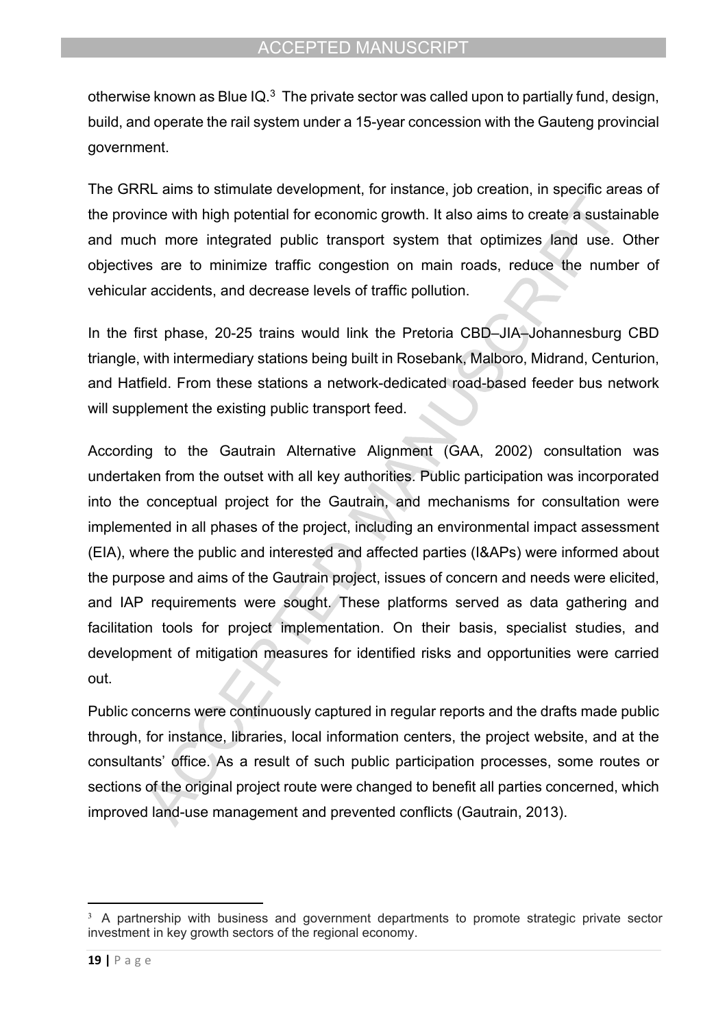otherwise known as Blue IQ.[3] The private sector was called upon to partially fund, design, build, and operate the rail system under a 15-year concession with the Gauteng provincial government.

The GRRL aims to stimulate development, for instance, job creation, in specific areas of the province with high potential for economic growth. It also aims to create a sustainable and much more integrated public transport system that optimizes land use. Other objectives are to minimize traffic congestion on main roads, reduce the number of vehicular accidents, and decrease levels of traffic pollution.

In the first phase, 20-25 trains would link the Pretoria CBD–JIA–Johannesburg CBD triangle, with intermediary stations being built in Rosebank, Malboro, Midrand, Centurion, and Hatfield. From these stations a network-dedicated road-based feeder bus network will supplement the existing public transport feed.

According to the Gautrain Alternative Alignment (GAA, 2002) consultation was undertaken from the outset with all key authorities. Public participation was incorporated into the conceptual project for the Gautrain, and mechanisms for consultation were implemented in all phases of the project, including an environmental impact assessment (EIA), where the public and interested and affected parties (I&APs) were informed about the purpose and aims of the Gautrain project, issues of concern and needs were elicited, and IAP requirements were sought. These platforms served as data gathering and facilitation tools for project implementation. On their basis, specialist studies, and development of mitigation measures for identified risks and opportunities were carried out.

Public concerns were continuously captured in regular reports and the drafts made public through, for instance, libraries, local information centers, the project website, and at the consultants' office. As a result of such public participation processes, some routes or sections of the original project route were changed to benefit all parties concerned, which improved land-use management and prevented conflicts (Gautrain, 2013).

[3] A partnership with business and government departments to promote strategic private sector investment in key growth sectors of the regional economy.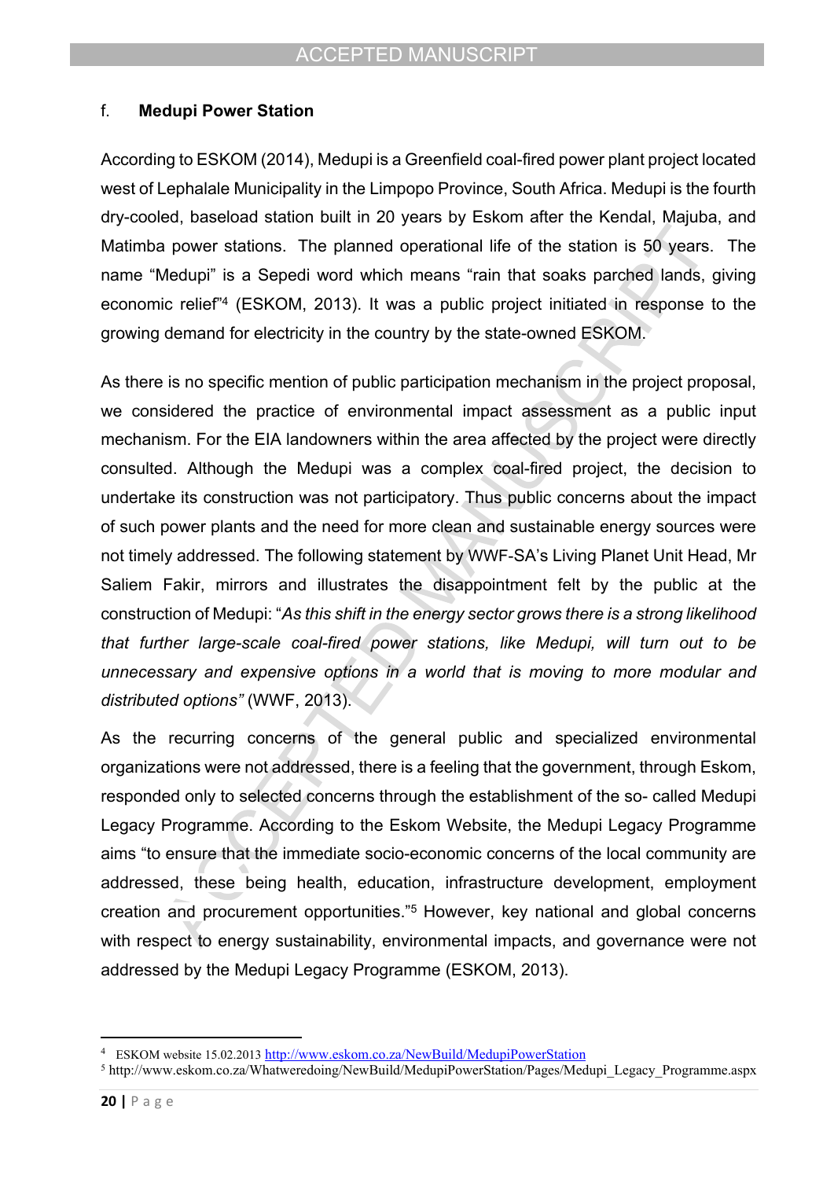### f. Medupi Power Station

According to ESKOM (2014), Medupi is a Greenfield coal-fired power plant project located west of Lephalale Municipality in the Limpopo Province, South Africa. Medupi is the fourth dry-cooled, baseload station built in 20 years by Eskom after the Kendal, Majuba, and Matimba power stations. The planned operational life of the station is 50 years. The name "Medupi" is a Sepedi word which means "rain that soaks parched lands, giving economic relief"[4] (ESKOM, 2013). It was a public project initiated in response to the growing demand for electricity in the country by the state-owned ESKOM.

As there is no specific mention of public participation mechanism in the project proposal, we considered the practice of environmental impact assessment as a public input mechanism. For the EIA landowners within the area affected by the project were directly consulted. Although the Medupi was a complex coal-fired project, the decision to undertake its construction was not participatory. Thus public concerns about the impact of such power plants and the need for more clean and sustainable energy sources were not timely addressed. The following statement by WWF-SA's Living Planet Unit Head, Mr Saliem Fakir, mirrors and illustrates the disappointment felt by the public at the construction of Medupi: "*As this shift in the energy sector grows there is a strong likelihood that further large-scale coal-fired power stations, like Medupi, will turn out to be unnecessary and expensive options in a world that is moving to more modular and distributed options"* (WWF, 2013).

As the recurring concerns of the general public and specialized environmental organizations were not addressed, there is a feeling that the government, through Eskom, responded only to selected concerns through the establishment of the so- called Medupi Legacy Programme. According to the Eskom Website, the Medupi Legacy Programme aims "to ensure that the immediate socio-economic concerns of the local community are addressed, these being health, education, infrastructure development, employment creation and procurement opportunities."[5] However, key national and global concerns with respect to energy sustainability, environmental impacts, and governance were not addressed by the Medupi Legacy Programme (ESKOM, 2013).

---

[4] ESKOM website 15.02.2013 http://www.eskom.co.za/NewBuild/MedupiPowerStation

[5] http://www.eskom.co.za/Whatweredoing/NewBuild/MedupiPowerStation/Pages/Medupi_Legacy_Programme.aspx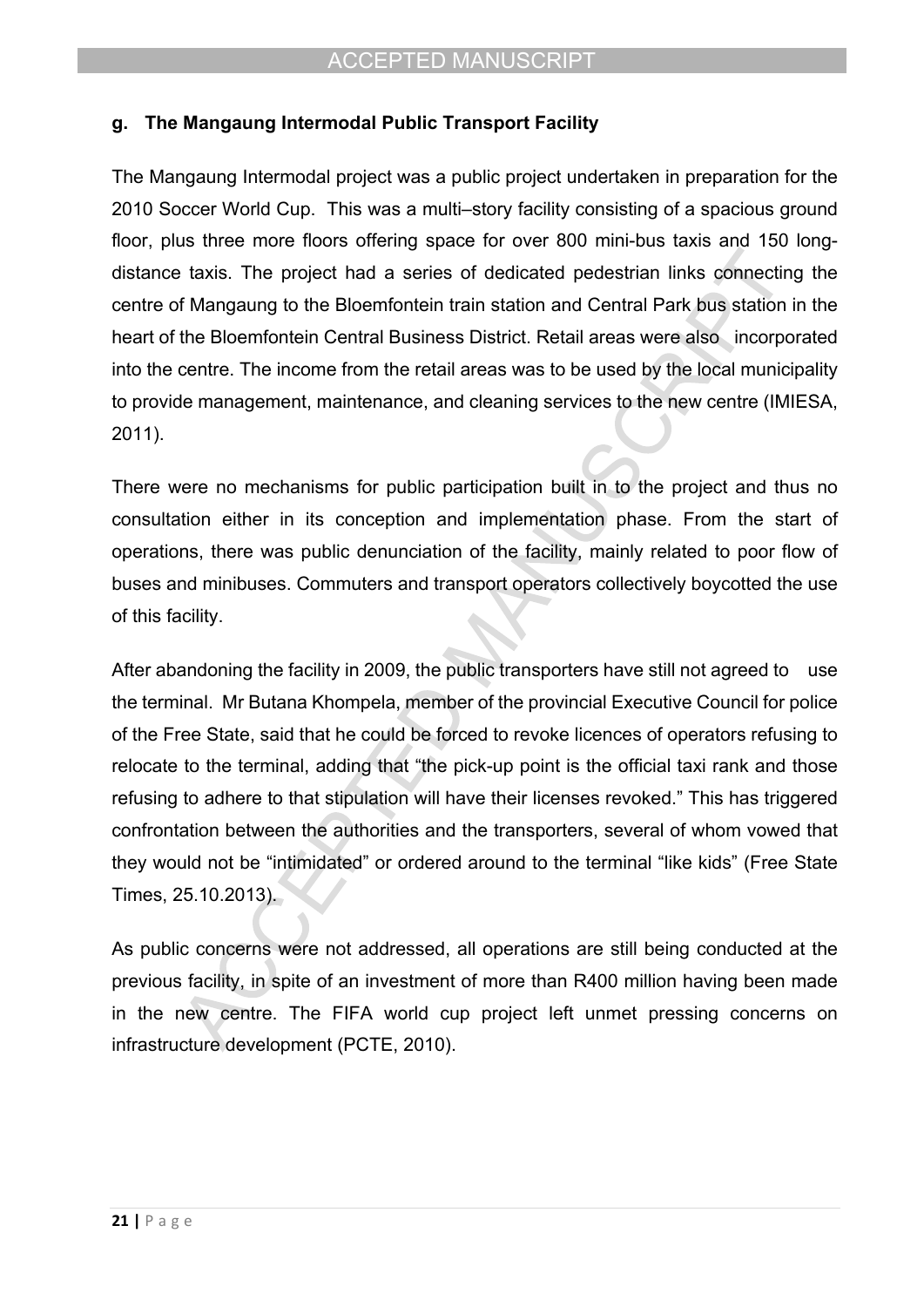### g. The Mangaung Intermodal Public Transport Facility

The Mangaung Intermodal project was a public project undertaken in preparation for the 2010 Soccer World Cup. This was a multi–story facility consisting of a spacious ground floor, plus three more floors offering space for over 800 mini-bus taxis and 150 long-distance taxis. The project had a series of dedicated pedestrian links connecting the centre of Mangaung to the Bloemfontein train station and Central Park bus station in the heart of the Bloemfontein Central Business District. Retail areas were also incorporated into the centre. The income from the retail areas was to be used by the local municipality to provide management, maintenance, and cleaning services to the new centre (IMIESA, 2011).

There were no mechanisms for public participation built in to the project and thus no consultation either in its conception and implementation phase. From the start of operations, there was public denunciation of the facility, mainly related to poor flow of buses and minibuses. Commuters and transport operators collectively boycotted the use of this facility.

After abandoning the facility in 2009, the public transporters have still not agreed to use the terminal. Mr Butana Khompela, member of the provincial Executive Council for police of the Free State, said that he could be forced to revoke licences of operators refusing to relocate to the terminal, adding that "the pick-up point is the official taxi rank and those refusing to adhere to that stipulation will have their licenses revoked." This has triggered confrontation between the authorities and the transporters, several of whom vowed that they would not be "intimidated" or ordered around to the terminal "like kids" (Free State Times, 25.10.2013).

As public concerns were not addressed, all operations are still being conducted at the previous facility, in spite of an investment of more than R400 million having been made in the new centre. The FIFA world cup project left unmet pressing concerns on infrastructure development (PCTE, 2010).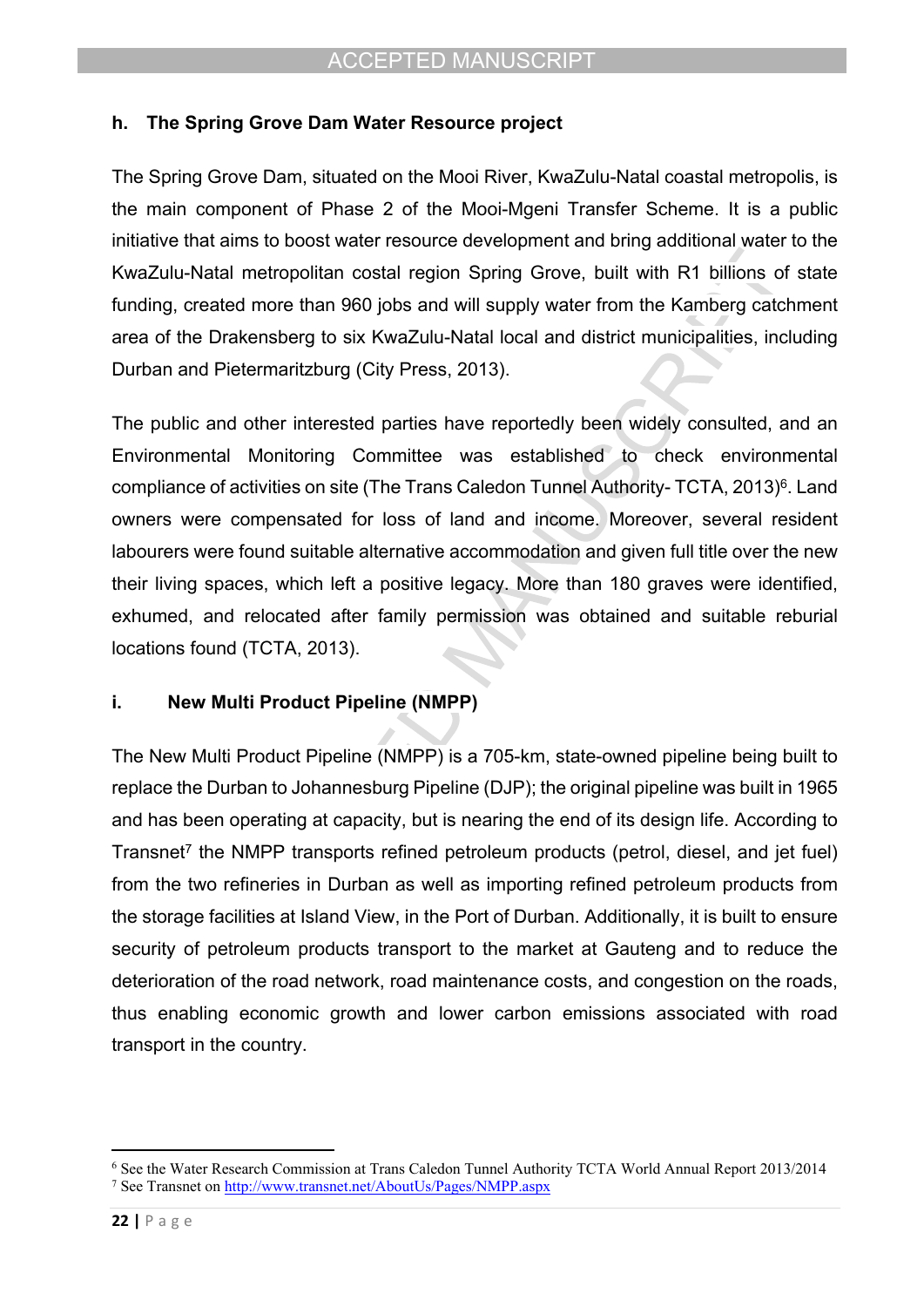### h. The Spring Grove Dam Water Resource project

The Spring Grove Dam, situated on the Mooi River, KwaZulu-Natal coastal metropolis, is the main component of Phase 2 of the Mooi-Mgeni Transfer Scheme. It is a public initiative that aims to boost water resource development and bring additional water to the KwaZulu-Natal metropolitan costal region Spring Grove, built with R1 billions of state funding, created more than 960 jobs and will supply water from the Kamberg catchment area of the Drakensberg to six KwaZulu-Natal local and district municipalities, including Durban and Pietermaritzburg (City Press, 2013).

The public and other interested parties have reportedly been widely consulted, and an Environmental Monitoring Committee was established to check environmental compliance of activities on site (The Trans Caledon Tunnel Authority- TCTA, 2013)[6]. Land owners were compensated for loss of land and income. Moreover, several resident labourers were found suitable alternative accommodation and given full title over the new their living spaces, which left a positive legacy. More than 180 graves were identified, exhumed, and relocated after family permission was obtained and suitable reburial locations found (TCTA, 2013).

### i. New Multi Product Pipeline (NMPP)

The New Multi Product Pipeline (NMPP) is a 705-km, state-owned pipeline being built to replace the Durban to Johannesburg Pipeline (DJP); the original pipeline was built in 1965 and has been operating at capacity, but is nearing the end of its design life. According to Transnet[7] the NMPP transports refined petroleum products (petrol, diesel, and jet fuel) from the two refineries in Durban as well as importing refined petroleum products from the storage facilities at Island View, in the Port of Durban. Additionally, it is built to ensure security of petroleum products transport to the market at Gauteng and to reduce the deterioration of the road network, road maintenance costs, and congestion on the roads, thus enabling economic growth and lower carbon emissions associated with road transport in the country.

---

[6] See the Water Research Commission at Trans Caledon Tunnel Authority TCTA World Annual Report 2013/2014

[7] See Transnet on http://www.transnet.net/AboutUs/Pages/NMPP.aspx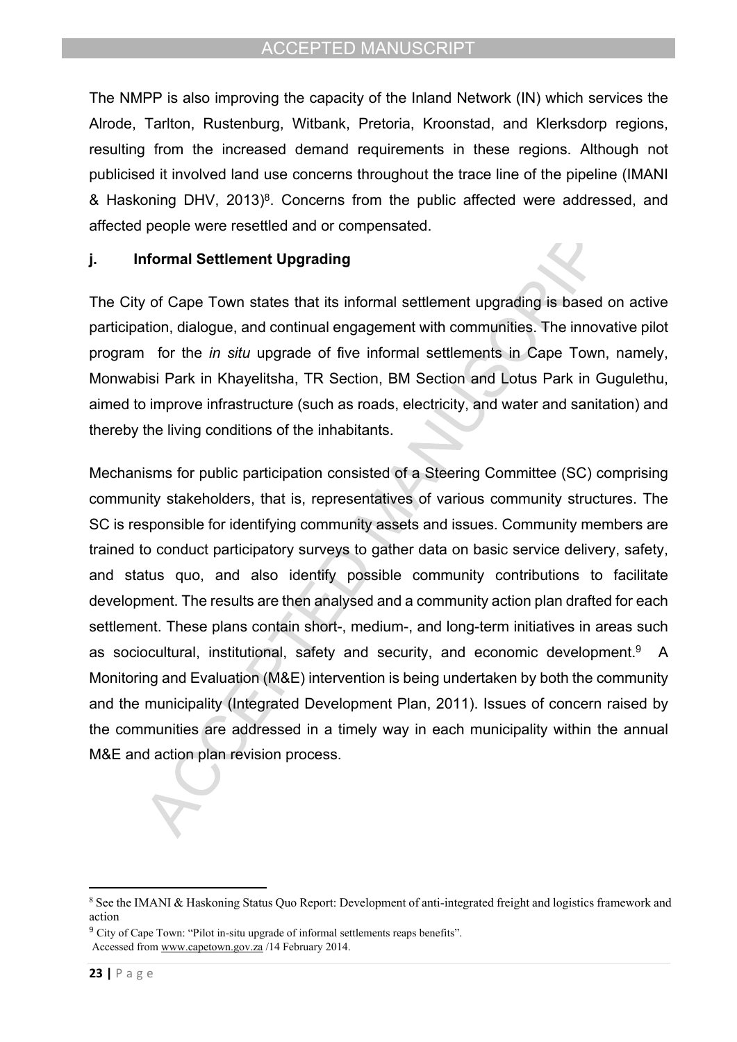The NMPP is also improving the capacity of the Inland Network (IN) which services the Alrode, Tarlton, Rustenburg, Witbank, Pretoria, Kroonstad, and Klerksdorp regions, resulting from the increased demand requirements in these regions. Although not publicised it involved land use concerns throughout the trace line of the pipeline (IMANI & Haskoning DHV, 2013)[8]. Concerns from the public affected were addressed, and affected people were resettled and or compensated.

### j. Informal Settlement Upgrading

The City of Cape Town states that its informal settlement upgrading is based on active participation, dialogue, and continual engagement with communities. The innovative pilot program for the *in situ* upgrade of five informal settlements in Cape Town, namely, Monwabisi Park in Khayelitsha, TR Section, BM Section and Lotus Park in Gugulethu, aimed to improve infrastructure (such as roads, electricity, and water and sanitation) and thereby the living conditions of the inhabitants.

Mechanisms for public participation consisted of a Steering Committee (SC) comprising community stakeholders, that is, representatives of various community structures. The SC is responsible for identifying community assets and issues. Community members are trained to conduct participatory surveys to gather data on basic service delivery, safety, and status quo, and also identify possible community contributions to facilitate development. The results are then analysed and a community action plan drafted for each settlement. These plans contain short-, medium-, and long-term initiatives in areas such as sociocultural, institutional, safety and security, and economic development.[9] A Monitoring and Evaluation (M&E) intervention is being undertaken by both the community and the municipality (Integrated Development Plan, 2011). Issues of concern raised by the communities are addressed in a timely way in each municipality within the annual M&E and action plan revision process.

---

[8] See the IMANI & Haskoning Status Quo Report: Development of anti-integrated freight and logistics framework and action

[9] City of Cape Town: "Pilot in-situ upgrade of informal settlements reaps benefits". Accessed from www.capetown.gov.za /14 February 2014.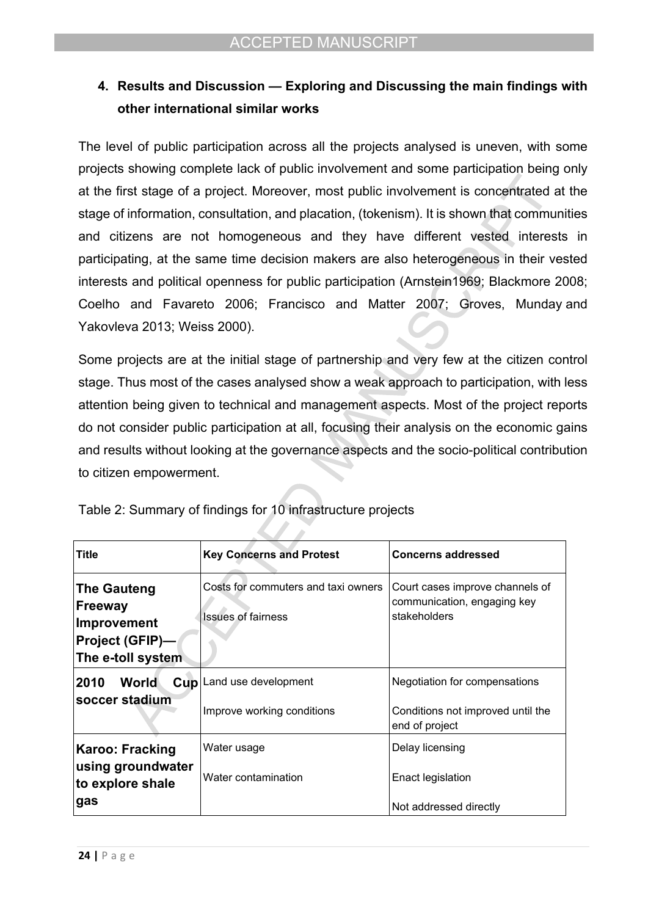## 4. Results and Discussion — Exploring and Discussing the main findings with other international similar works

The level of public participation across all the projects analysed is uneven, with some projects showing complete lack of public involvement and some participation being only at the first stage of a project. Moreover, most public involvement is concentrated at the stage of information, consultation, and placation, (tokenism). It is shown that communities and citizens are not homogeneous and they have different vested interests in participating, at the same time decision makers are also heterogeneous in their vested interests and political openness for public participation (Arnstein1969; Blackmore 2008; Coelho and Favareto 2006; Francisco and Matter 2007; Groves, Munday and Yakovleva 2013; Weiss 2000).

Some projects are at the initial stage of partnership and very few at the citizen control stage. Thus most of the cases analysed show a weak approach to participation, with less attention being given to technical and management aspects. Most of the project reports do not consider public participation at all, focusing their analysis on the economic gains and results without looking at the governance aspects and the socio-political contribution to citizen empowerment.

Table 2: Summary of findings for 10 infrastructure projects

| Title | Key Concerns and Protest | Concerns addressed |
|---|---|---|
| **The Gauteng Freeway Improvement Project (GFIP)— The e-toll system** | Costs for commuters and taxi owners<br><br>Issues of fairness | Court cases improve channels of communication, engaging key stakeholders |
| **2010 World Cup soccer stadium** | Land use development<br><br>Improve working conditions | Negotiation for compensations<br><br>Conditions not improved until the end of project |
| **Karoo: Fracking using groundwater to explore shale gas** | Water usage<br><br>Water contamination | Delay licensing<br><br>Enact legislation<br><br>Not addressed directly |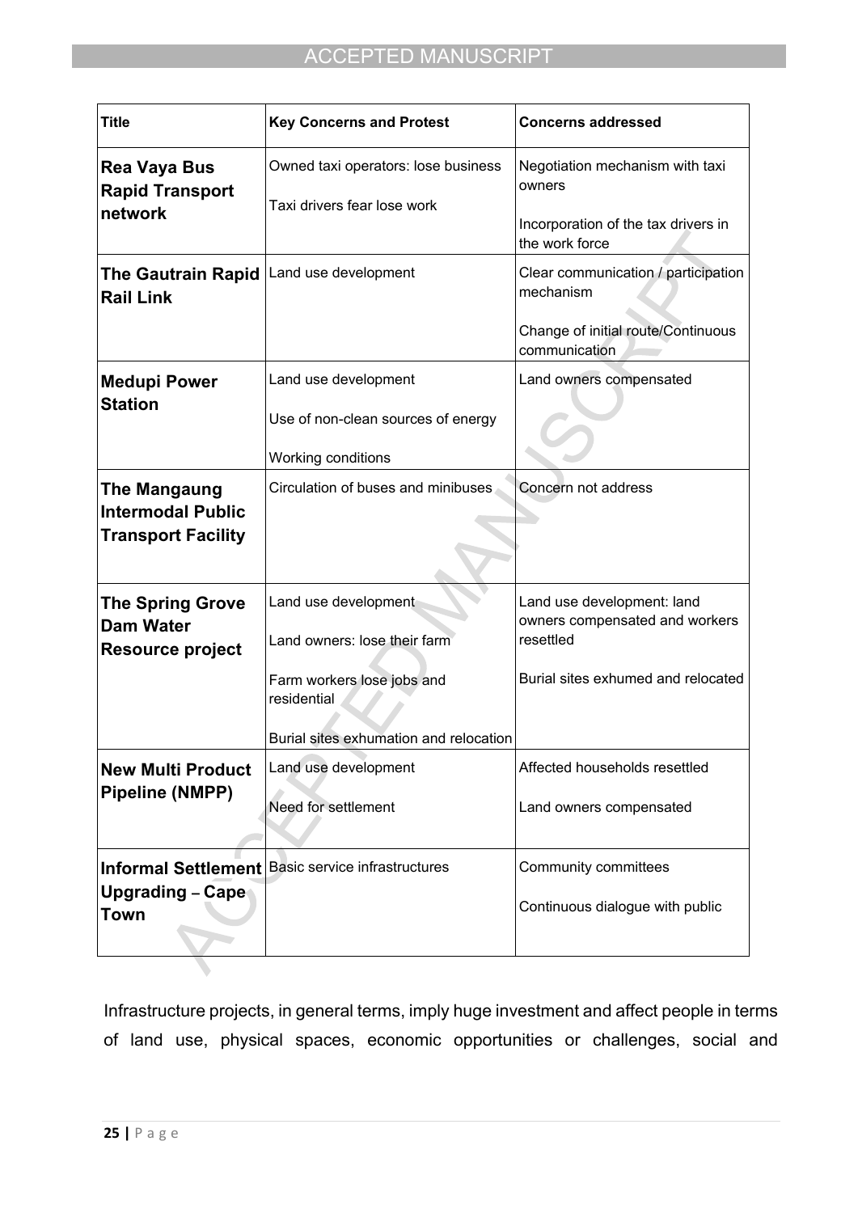| Title | Key Concerns and Protest | Concerns addressed |
|---|---|---|
| **Rea Vaya Bus Rapid Transport network** | Owned taxi operators: lose business<br><br>Taxi drivers fear lose work | Negotiation mechanism with taxi owners<br><br>Incorporation of the tax drivers in the work force |
| **The Gautrain Rapid Rail Link** | Land use development | Clear communication / participation mechanism<br><br>Change of initial route/Continuous communication |
| **Medupi Power Station** | Land use development<br><br>Use of non-clean sources of energy<br><br>Working conditions | Land owners compensated |
| **The Mangaung Intermodal Public Transport Facility** | Circulation of buses and minibuses | Concern not address |
| **The Spring Grove Dam Water Resource project** | Land use development<br><br>Land owners: lose their farm<br><br>Farm workers lose jobs and residential<br><br>Burial sites exhumation and relocation | Land use development: land owners compensated and workers resettled<br><br>Burial sites exhumed and relocated |
| **New Multi Product Pipeline (NMPP)** | Land use development<br><br>Need for settlement | Affected households resettled<br><br>Land owners compensated |
| **Informal Settlement Upgrading – Cape Town** | Basic service infrastructures | Community committees<br><br>Continuous dialogue with public |

Infrastructure projects, in general terms, imply huge investment and affect people in terms of land use, physical spaces, economic opportunities or challenges, social and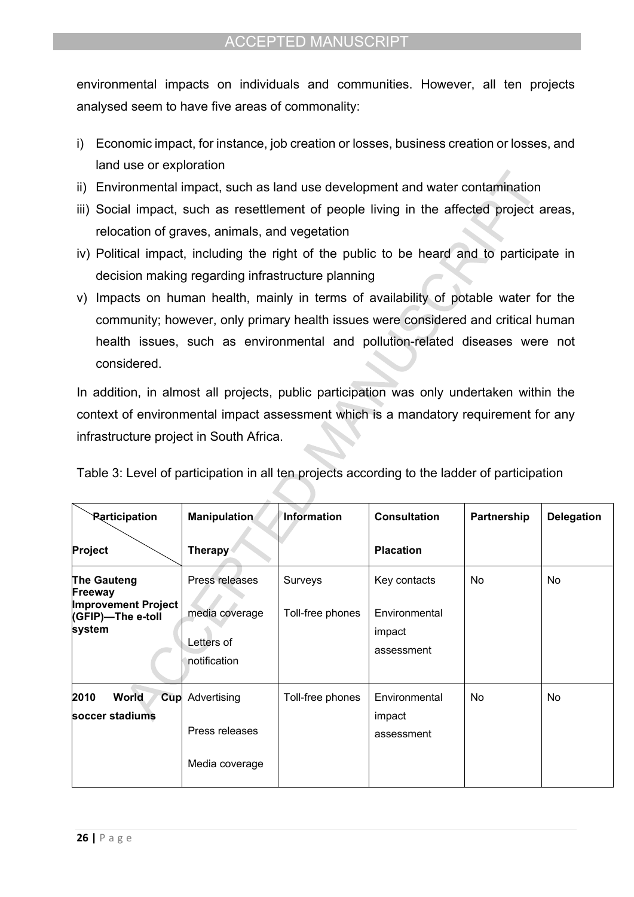environmental impacts on individuals and communities. However, all ten projects analysed seem to have five areas of commonality:

i) Economic impact, for instance, job creation or losses, business creation or losses, and land use or exploration
ii) Environmental impact, such as land use development and water contamination
iii) Social impact, such as resettlement of people living in the affected project areas, relocation of graves, animals, and vegetation
iv) Political impact, including the right of the public to be heard and to participate in decision making regarding infrastructure planning
v) Impacts on human health, mainly in terms of availability of potable water for the community; however, only primary health issues were considered and critical human health issues, such as environmental and pollution-related diseases were not considered.

In addition, in almost all projects, public participation was only undertaken within the context of environmental impact assessment which is a mandatory requirement for any infrastructure project in South Africa.

Table 3: Level of participation in all ten projects according to the ladder of participation

| Participation / Project | Manipulation Therapy | Information | Consultation Placation | Partnership | Delegation |
|---|---|---|---|---|---|
| **The Gauteng Freeway Improvement Project (GFIP)—The e-toll system** | Press releases<br>media coverage<br>Letters of notification | Surveys<br>Toll-free phones | Key contacts<br>Environmental impact assessment | No | No |
| **2010 World Cup soccer stadiums** | Advertising<br>Press releases<br>Media coverage | Toll-free phones | Environmental impact assessment | No | No |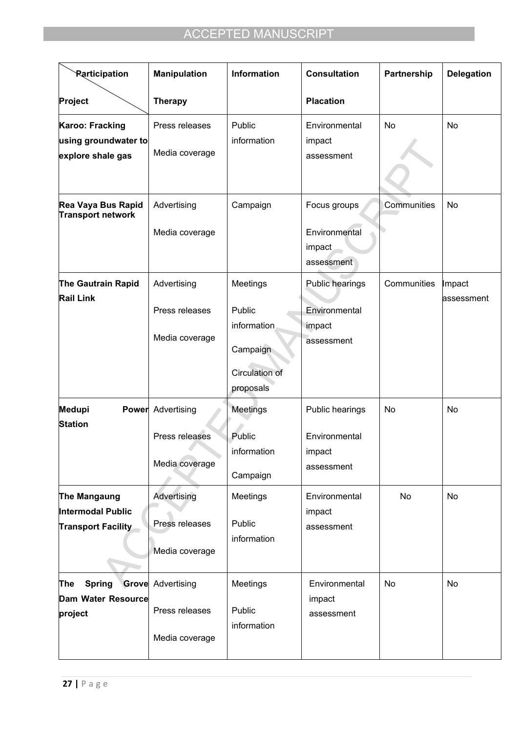| Participation / Project | Manipulation Therapy | Information | Consultation Placation | Partnership | Delegation |
|---|---|---|---|---|---|
| **Karoo: Fracking using groundwater to explore shale gas** | Press releases<br>Media coverage | Public information | Environmental impact assessment | No | No |
| **Rea Vaya Bus Rapid Transport network** | Advertising<br>Media coverage | Campaign | Focus groups<br>Environmental impact assessment | Communities | No |
| **The Gautrain Rapid Rail Link** | Advertising<br>Press releases<br>Media coverage | Meetings<br>Public information<br>Campaign<br>Circulation of proposals | Public hearings<br>Environmental impact assessment | Communities | Impact assessment |
| **Medupi Power Station** | Advertising<br>Press releases<br>Media coverage | Meetings<br>Public information<br>Campaign | Public hearings<br>Environmental impact assessment | No | No |
| **The Mangaung Intermodal Public Transport Facility** | Advertising<br>Press releases<br>Media coverage | Meetings<br>Public information | Environmental impact assessment | No | No |
| **The Spring Grove Dam Water Resource project** | Advertising<br>Press releases<br>Media coverage | Meetings<br>Public information | Environmental impact assessment | No | No |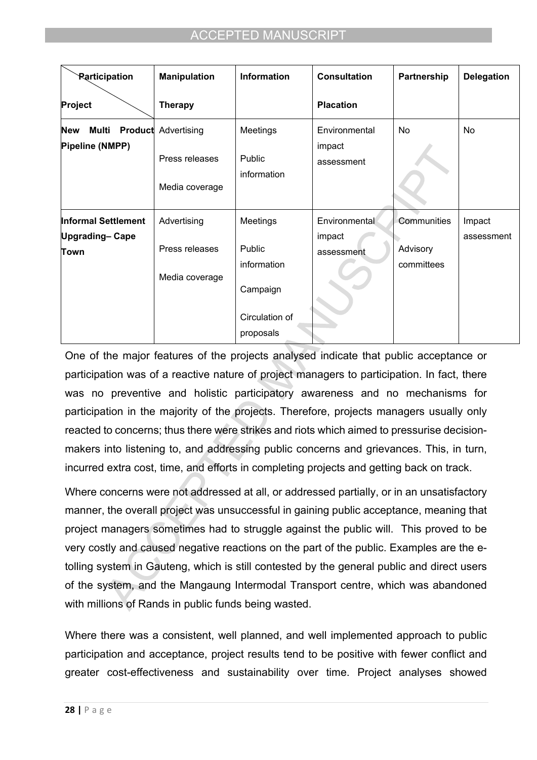| Participation / Project | Manipulation Therapy | Information | Consultation Placation | Partnership | Delegation |
|---|---|---|---|---|---|
| **New Multi Product Pipeline (NMPP)** | Advertising<br>Press releases<br>Media coverage | Meetings<br>Public information | Environmental impact assessment | No | No |
| **Informal Settlement Upgrading– Cape Town** | Advertising<br>Press releases<br>Media coverage | Meetings<br>Public information<br>Campaign<br>Circulation of proposals | Environmental impact assessment | Communities Advisory committees | Impact assessment |

One of the major features of the projects analysed indicate that public acceptance or participation was of a reactive nature of project managers to participation. In fact, there was no preventive and holistic participatory awareness and no mechanisms for participation in the majority of the projects. Therefore, projects managers usually only reacted to concerns; thus there were strikes and riots which aimed to pressurise decision-makers into listening to, and addressing public concerns and grievances. This, in turn, incurred extra cost, time, and efforts in completing projects and getting back on track.

Where concerns were not addressed at all, or addressed partially, or in an unsatisfactory manner, the overall project was unsuccessful in gaining public acceptance, meaning that project managers sometimes had to struggle against the public will. This proved to be very costly and caused negative reactions on the part of the public. Examples are the e-tolling system in Gauteng, which is still contested by the general public and direct users of the system, and the Mangaung Intermodal Transport centre, which was abandoned with millions of Rands in public funds being wasted.

Where there was a consistent, well planned, and well implemented approach to public participation and acceptance, project results tend to be positive with fewer conflict and greater cost-effectiveness and sustainability over time. Project analyses showed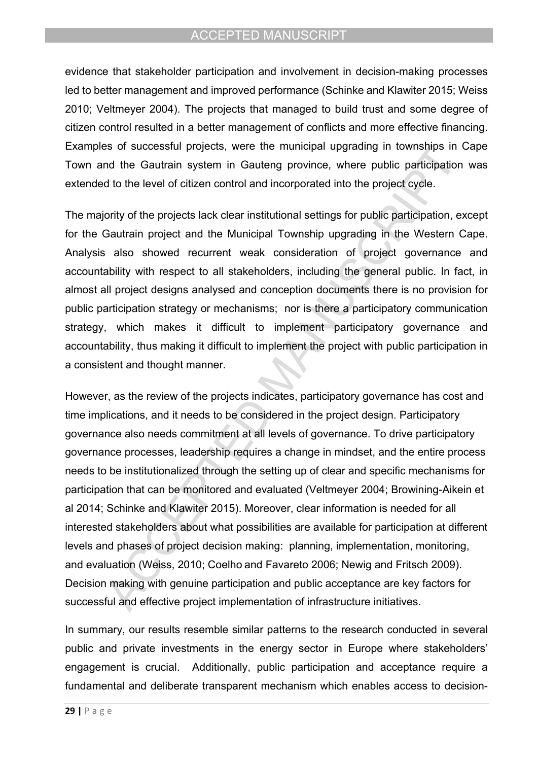evidence that stakeholder participation and involvement in decision-making processes led to better management and improved performance (Schinke and Klawiter 2015; Weiss 2010; Veltmeyer 2004). The projects that managed to build trust and some degree of citizen control resulted in a better management of conflicts and more effective financing. Examples of successful projects, were the municipal upgrading in townships in Cape Town and the Gautrain system in Gauteng province, where public participation was extended to the level of citizen control and incorporated into the project cycle.

The majority of the projects lack clear institutional settings for public participation, except for the Gautrain project and the Municipal Township upgrading in the Western Cape. Analysis also showed recurrent weak consideration of project governance and accountability with respect to all stakeholders, including the general public. In fact, in almost all project designs analysed and conception documents there is no provision for public participation strategy or mechanisms; nor is there a participatory communication strategy, which makes it difficult to implement participatory governance and accountability, thus making it difficult to implement the project with public participation in a consistent and thought manner.

However, as the review of the projects indicates, participatory governance has cost and time implications, and it needs to be considered in the project design. Participatory governance also needs commitment at all levels of governance. To drive participatory governance processes, leadership requires a change in mindset, and the entire process needs to be institutionalized through the setting up of clear and specific mechanisms for participation that can be monitored and evaluated (Veltmeyer 2004; Browining-Aikein et al 2014; Schinke and Klawiter 2015). Moreover, clear information is needed for all interested stakeholders about what possibilities are available for participation at different levels and phases of project decision making: planning, implementation, monitoring, and evaluation (Weiss, 2010; Coelho and Favareto 2006; Newig and Fritsch 2009). Decision making with genuine participation and public acceptance are key factors for successful and effective project implementation of infrastructure initiatives.

In summary, our results resemble similar patterns to the research conducted in several public and private investments in the energy sector in Europe where stakeholders' engagement is crucial. Additionally, public participation and acceptance require a fundamental and deliberate transparent mechanism which enables access to decision-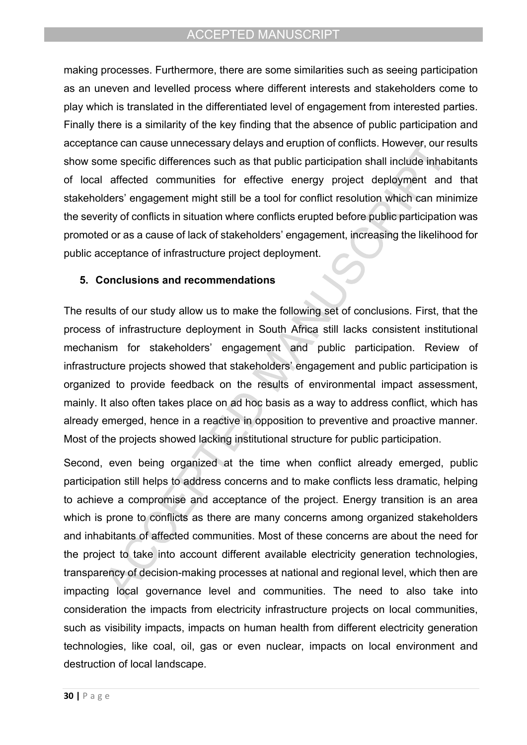making processes. Furthermore, there are some similarities such as seeing participation as an uneven and levelled process where different interests and stakeholders come to play which is translated in the differentiated level of engagement from interested parties. Finally there is a similarity of the key finding that the absence of public participation and acceptance can cause unnecessary delays and eruption of conflicts. However, our results show some specific differences such as that public participation shall include inhabitants of local affected communities for effective energy project deployment and that stakeholders' engagement might still be a tool for conflict resolution which can minimize the severity of conflicts in situation where conflicts erupted before public participation was promoted or as a cause of lack of stakeholders' engagement, increasing the likelihood for public acceptance of infrastructure project deployment.

## 5. Conclusions and recommendations

The results of our study allow us to make the following set of conclusions. First, that the process of infrastructure deployment in South Africa still lacks consistent institutional mechanism for stakeholders' engagement and public participation. Review of infrastructure projects showed that stakeholders' engagement and public participation is organized to provide feedback on the results of environmental impact assessment, mainly. It also often takes place on ad hoc basis as a way to address conflict, which has already emerged, hence in a reactive in opposition to preventive and proactive manner. Most of the projects showed lacking institutional structure for public participation.

Second, even being organized at the time when conflict already emerged, public participation still helps to address concerns and to make conflicts less dramatic, helping to achieve a compromise and acceptance of the project. Energy transition is an area which is prone to conflicts as there are many concerns among organized stakeholders and inhabitants of affected communities. Most of these concerns are about the need for the project to take into account different available electricity generation technologies, transparency of decision-making processes at national and regional level, which then are impacting local governance level and communities. The need to also take into consideration the impacts from electricity infrastructure projects on local communities, such as visibility impacts, impacts on human health from different electricity generation technologies, like coal, oil, gas or even nuclear, impacts on local environment and destruction of local landscape.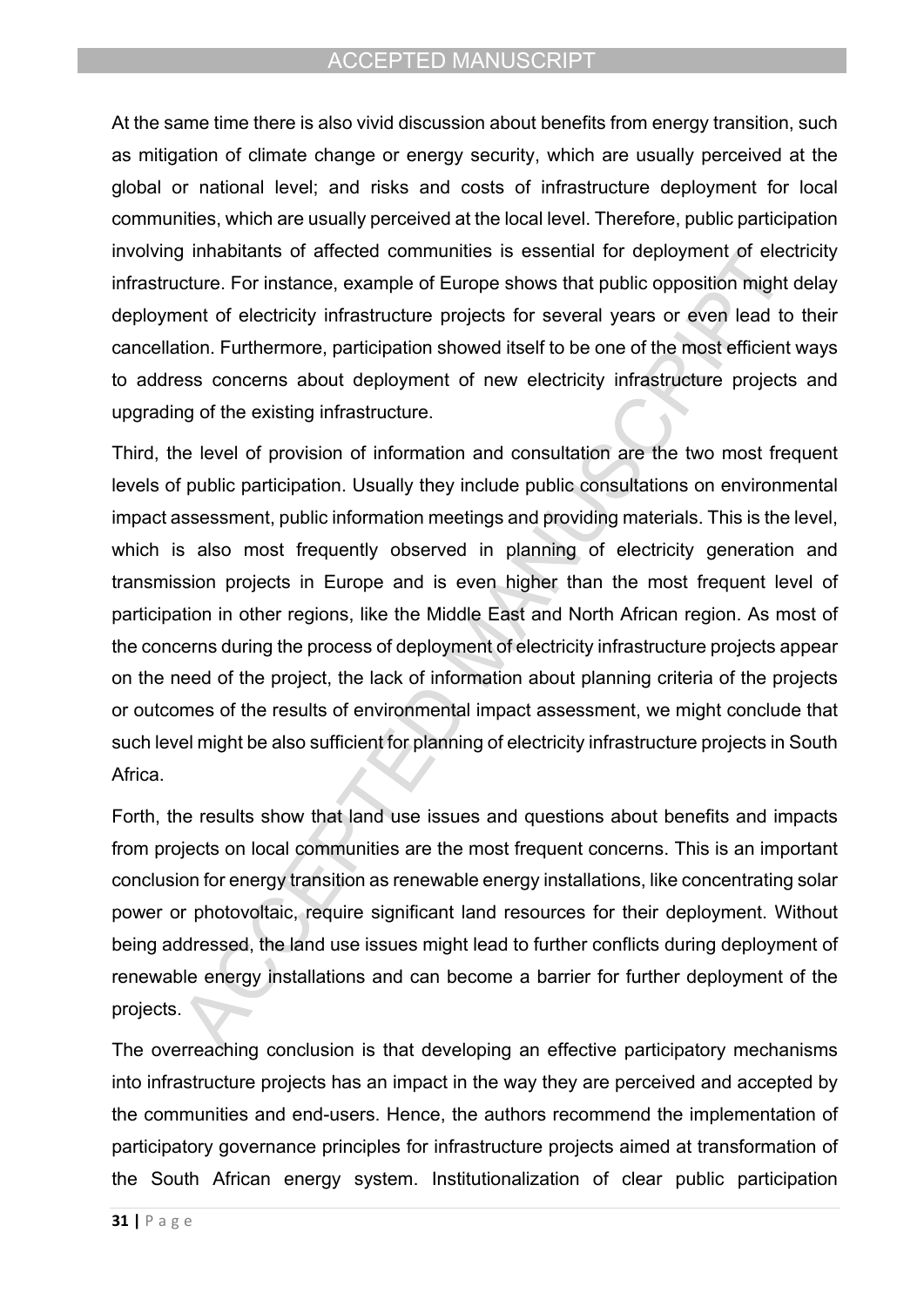At the same time there is also vivid discussion about benefits from energy transition, such as mitigation of climate change or energy security, which are usually perceived at the global or national level; and risks and costs of infrastructure deployment for local communities, which are usually perceived at the local level. Therefore, public participation involving inhabitants of affected communities is essential for deployment of electricity infrastructure. For instance, example of Europe shows that public opposition might delay deployment of electricity infrastructure projects for several years or even lead to their cancellation. Furthermore, participation showed itself to be one of the most efficient ways to address concerns about deployment of new electricity infrastructure projects and upgrading of the existing infrastructure.

Third, the level of provision of information and consultation are the two most frequent levels of public participation. Usually they include public consultations on environmental impact assessment, public information meetings and providing materials. This is the level, which is also most frequently observed in planning of electricity generation and transmission projects in Europe and is even higher than the most frequent level of participation in other regions, like the Middle East and North African region. As most of the concerns during the process of deployment of electricity infrastructure projects appear on the need of the project, the lack of information about planning criteria of the projects or outcomes of the results of environmental impact assessment, we might conclude that such level might be also sufficient for planning of electricity infrastructure projects in South Africa.

Forth, the results show that land use issues and questions about benefits and impacts from projects on local communities are the most frequent concerns. This is an important conclusion for energy transition as renewable energy installations, like concentrating solar power or photovoltaic, require significant land resources for their deployment. Without being addressed, the land use issues might lead to further conflicts during deployment of renewable energy installations and can become a barrier for further deployment of the projects.

The overreaching conclusion is that developing an effective participatory mechanisms into infrastructure projects has an impact in the way they are perceived and accepted by the communities and end-users. Hence, the authors recommend the implementation of participatory governance principles for infrastructure projects aimed at transformation of the South African energy system. Institutionalization of clear public participation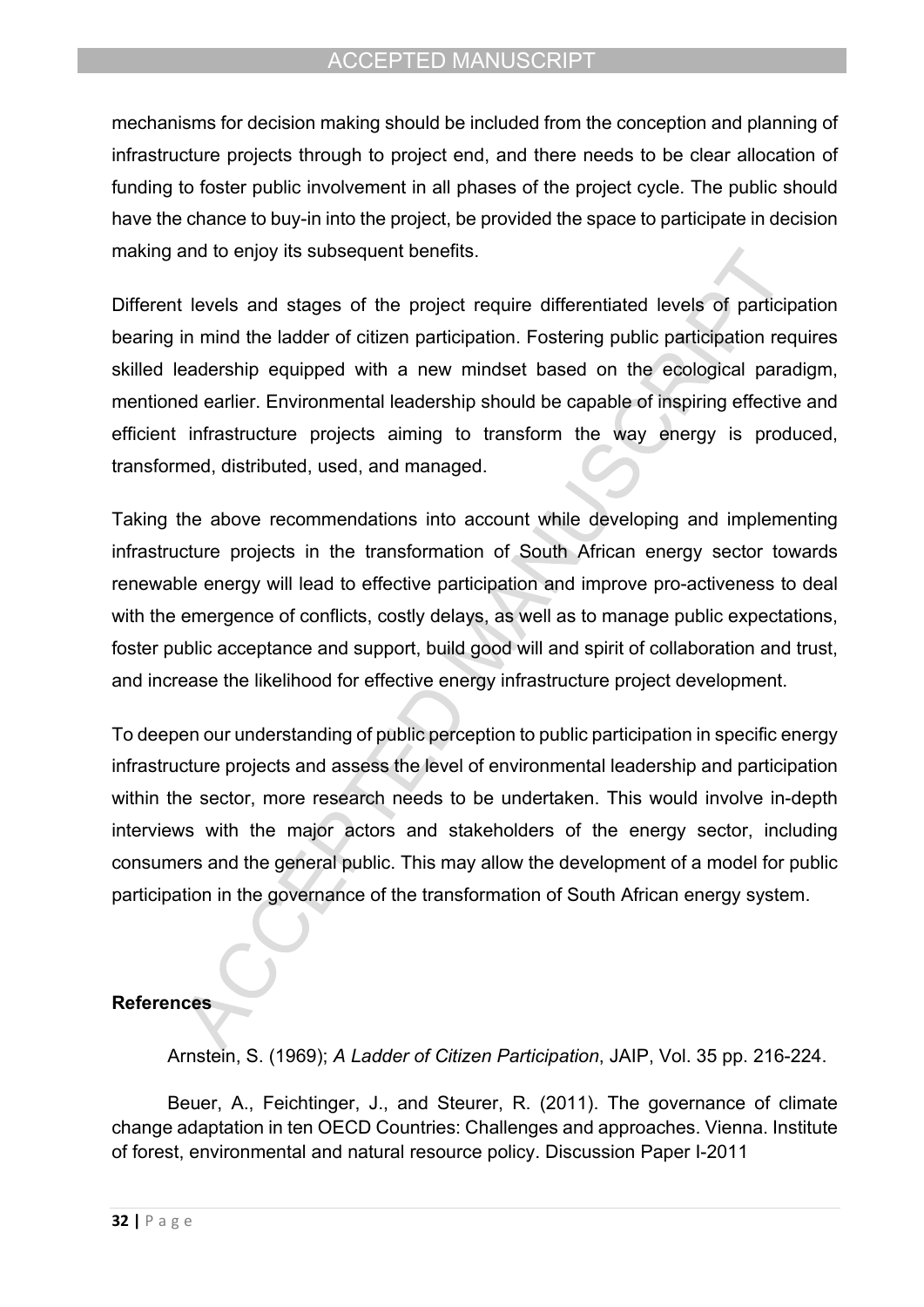mechanisms for decision making should be included from the conception and planning of infrastructure projects through to project end, and there needs to be clear allocation of funding to foster public involvement in all phases of the project cycle. The public should have the chance to buy-in into the project, be provided the space to participate in decision making and to enjoy its subsequent benefits.

Different levels and stages of the project require differentiated levels of participation bearing in mind the ladder of citizen participation. Fostering public participation requires skilled leadership equipped with a new mindset based on the ecological paradigm, mentioned earlier. Environmental leadership should be capable of inspiring effective and efficient infrastructure projects aiming to transform the way energy is produced, transformed, distributed, used, and managed.

Taking the above recommendations into account while developing and implementing infrastructure projects in the transformation of South African energy sector towards renewable energy will lead to effective participation and improve pro-activeness to deal with the emergence of conflicts, costly delays, as well as to manage public expectations, foster public acceptance and support, build good will and spirit of collaboration and trust, and increase the likelihood for effective energy infrastructure project development.

To deepen our understanding of public perception to public participation in specific energy infrastructure projects and assess the level of environmental leadership and participation within the sector, more research needs to be undertaken. This would involve in-depth interviews with the major actors and stakeholders of the energy sector, including consumers and the general public. This may allow the development of a model for public participation in the governance of the transformation of South African energy system.

**References**

Arnstein, S. (1969); *A Ladder of Citizen Participation*, JAIP, Vol. 35 pp. 216-224.

Beuer, A., Feichtinger, J., and Steurer, R. (2011). The governance of climate change adaptation in ten OECD Countries: Challenges and approaches. Vienna. Institute of forest, environmental and natural resource policy. Discussion Paper I-2011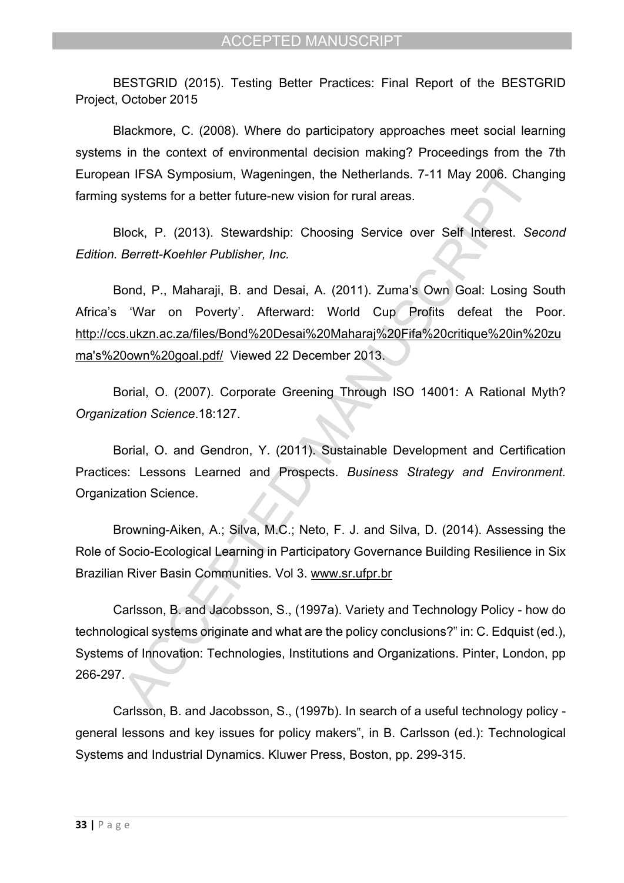BESTGRID (2015). Testing Better Practices: Final Report of the BESTGRID Project, October 2015

Blackmore, C. (2008). Where do participatory approaches meet social learning systems in the context of environmental decision making? Proceedings from the 7th European IFSA Symposium, Wageningen, the Netherlands. 7-11 May 2006. Changing farming systems for a better future-new vision for rural areas.

Block, P. (2013). Stewardship: Choosing Service over Self Interest. *Second Edition. Berrett-Koehler Publisher, Inc.*

Bond, P., Maharaji, B. and Desai, A. (2011). Zuma's Own Goal: Losing South Africa's 'War on Poverty'. Afterward: World Cup Profits defeat the Poor. http://ccs.ukzn.ac.za/files/Bond%20Desai%20Maharaj%20Fifa%20critique%20in%20zuma's%20own%20goal.pdf/ Viewed 22 December 2013.

Borial, O. (2007). Corporate Greening Through ISO 14001: A Rational Myth? *Organization Science*.18:127.

Borial, O. and Gendron, Y. (2011). Sustainable Development and Certification Practices: Lessons Learned and Prospects. *Business Strategy and Environment.* Organization Science.

Browning-Aiken, A.; Silva, M.C.; Neto, F. J. and Silva, D. (2014). Assessing the Role of Socio-Ecological Learning in Participatory Governance Building Resilience in Six Brazilian River Basin Communities. Vol 3. www.sr.ufpr.br

Carlsson, B. and Jacobsson, S., (1997a). Variety and Technology Policy - how do technological systems originate and what are the policy conclusions?" in: C. Edquist (ed.), Systems of Innovation: Technologies, Institutions and Organizations. Pinter, London, pp 266-297.

Carlsson, B. and Jacobsson, S., (1997b). In search of a useful technology policy - general lessons and key issues for policy makers", in B. Carlsson (ed.): Technological Systems and Industrial Dynamics. Kluwer Press, Boston, pp. 299-315.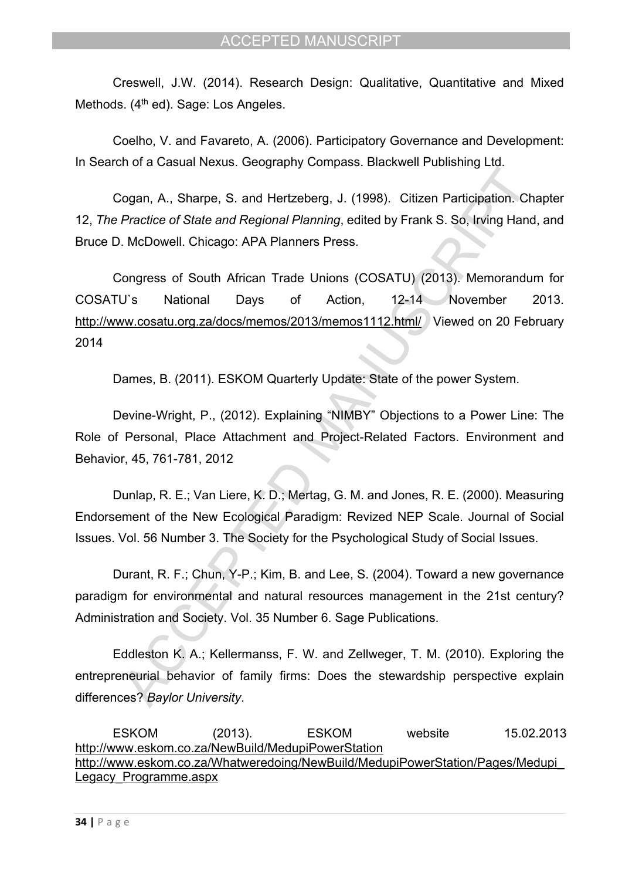Creswell, J.W. (2014). Research Design: Qualitative, Quantitative and Mixed Methods. (4th ed). Sage: Los Angeles.

Coelho, V. and Favareto, A. (2006). Participatory Governance and Development: In Search of a Casual Nexus. Geography Compass. Blackwell Publishing Ltd.

Cogan, A., Sharpe, S. and Hertzeberg, J. (1998). Citizen Participation. Chapter 12, *The Practice of State and Regional Planning*, edited by Frank S. So, Irving Hand, and Bruce D. McDowell. Chicago: APA Planners Press.

Congress of South African Trade Unions (COSATU) (2013). Memorandum for COSATU`s National Days of Action, 12-14 November 2013. http://www.cosatu.org.za/docs/memos/2013/memos1112.html/ Viewed on 20 February 2014

Dames, B. (2011). ESKOM Quarterly Update: State of the power System.

Devine-Wright, P., (2012). Explaining "NIMBY" Objections to a Power Line: The Role of Personal, Place Attachment and Project-Related Factors. Environment and Behavior, 45, 761-781, 2012

Dunlap, R. E.; Van Liere, K. D.; Mertag, G. M. and Jones, R. E. (2000). Measuring Endorsement of the New Ecological Paradigm: Revized NEP Scale. Journal of Social Issues. Vol. 56 Number 3. The Society for the Psychological Study of Social Issues.

Durant, R. F.; Chun, Y-P.; Kim, B. and Lee, S. (2004). Toward a new governance paradigm for environmental and natural resources management in the 21st century? Administration and Society. Vol. 35 Number 6. Sage Publications.

Eddleston K. A.; Kellermanss, F. W. and Zellweger, T. M. (2010). Exploring the entrepreneurial behavior of family firms: Does the stewardship perspective explain differences? *Baylor University*.

ESKOM (2013). ESKOM website 15.02.2013 http://www.eskom.co.za/NewBuild/MedupiPowerStation http://www.eskom.co.za/Whatweredoing/NewBuild/MedupiPowerStation/Pages/Medupi_Legacy_Programme.aspx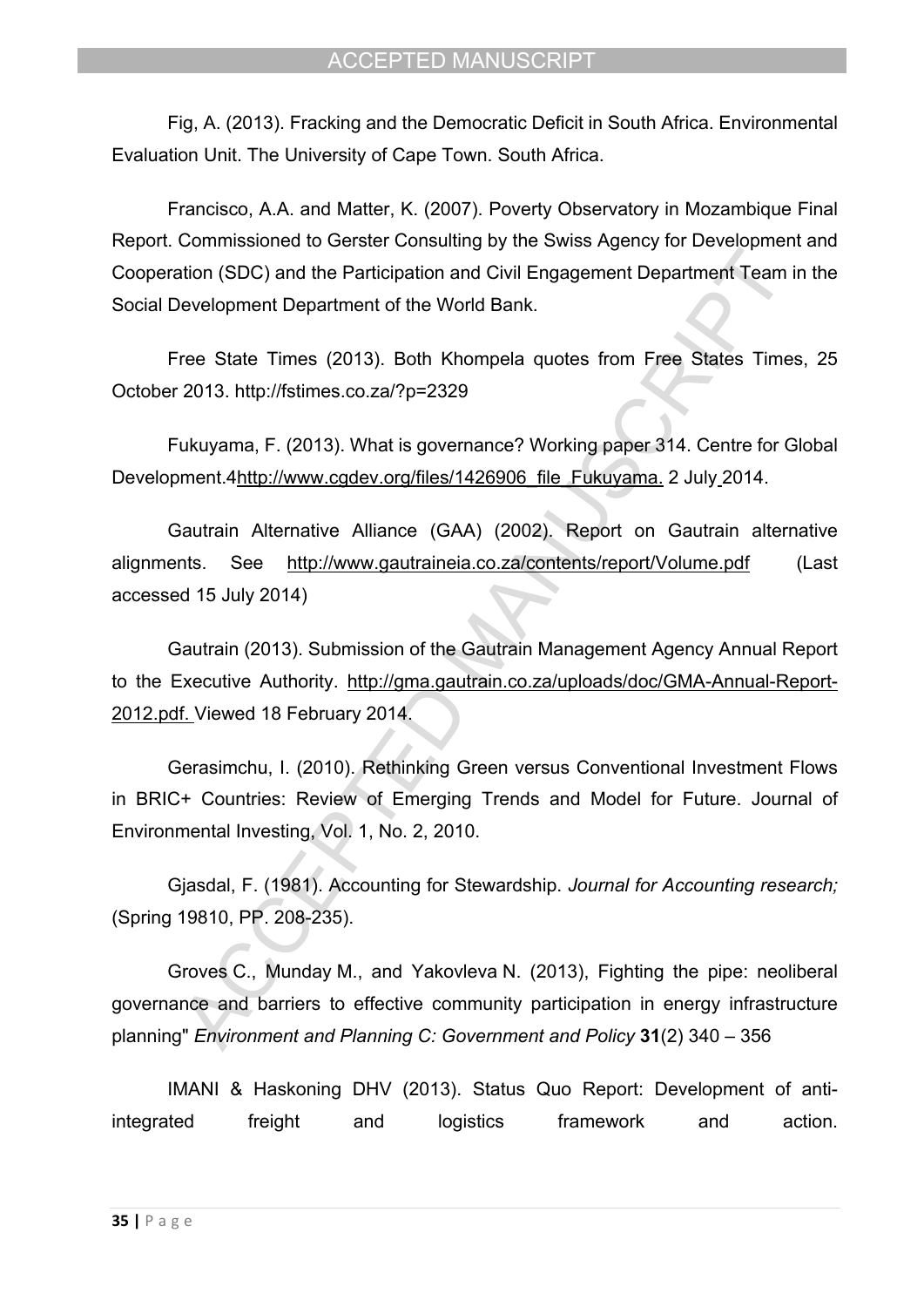Fig, A. (2013). Fracking and the Democratic Deficit in South Africa. Environmental Evaluation Unit. The University of Cape Town. South Africa.

Francisco, A.A. and Matter, K. (2007). Poverty Observatory in Mozambique Final Report. Commissioned to Gerster Consulting by the Swiss Agency for Development and Cooperation (SDC) and the Participation and Civil Engagement Department Team in the Social Development Department of the World Bank.

Free State Times (2013). Both Khompela quotes from Free States Times, 25 October 2013. http://fstimes.co.za/?p=2329

Fukuyama, F. (2013). What is governance? Working paper 314. Centre for Global Development.4http://www.cgdev.org/files/1426906_file_Fukuyama. 2 July 2014.

Gautrain Alternative Alliance (GAA) (2002). Report on Gautrain alternative alignments. See http://www.gautraineia.co.za/contents/report/Volume.pdf (Last accessed 15 July 2014)

Gautrain (2013). Submission of the Gautrain Management Agency Annual Report to the Executive Authority. http://gma.gautrain.co.za/uploads/doc/GMA-Annual-Report-2012.pdf. Viewed 18 February 2014.

Gerasimchu, I. (2010). Rethinking Green versus Conventional Investment Flows in BRIC+ Countries: Review of Emerging Trends and Model for Future. Journal of Environmental Investing, Vol. 1, No. 2, 2010.

Gjasdal, F. (1981). Accounting for Stewardship. *Journal for Accounting research;* (Spring 19810, PP. 208-235).

Groves C., Munday M., and Yakovleva N. (2013), Fighting the pipe: neoliberal governance and barriers to effective community participation in energy infrastructure planning" *Environment and Planning C: Government and Policy* **31**(2) 340 – 356

IMANI & Haskoning DHV (2013). Status Quo Report: Development of anti-integrated freight and logistics framework and action.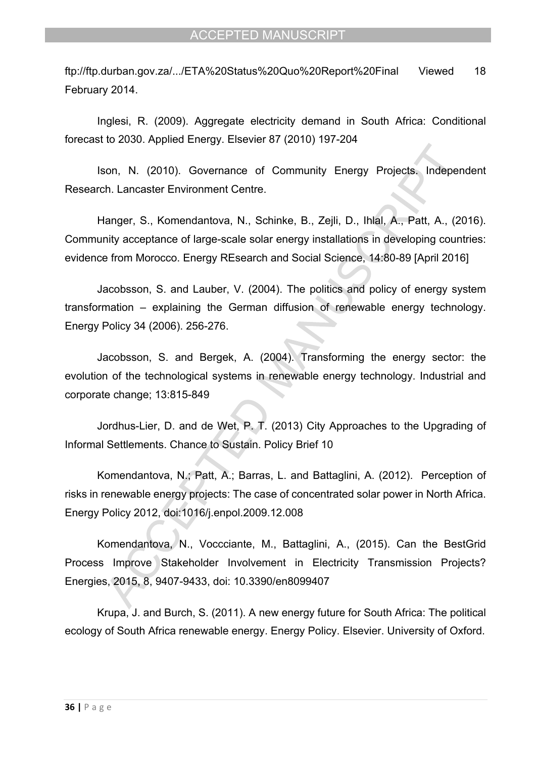ftp://ftp.durban.gov.za/.../ETA%20Status%20Quo%20Report%20Final Viewed 18 February 2014.

Inglesi, R. (2009). Aggregate electricity demand in South Africa: Conditional forecast to 2030. Applied Energy. Elsevier 87 (2010) 197-204

Ison, N. (2010). Governance of Community Energy Projects. Independent Research. Lancaster Environment Centre.

Hanger, S., Komendantova, N., Schinke, B., Zejli, D., Ihlal, A., Patt, A., (2016). Community acceptance of large-scale solar energy installations in developing countries: evidence from Morocco. Energy REsearch and Social Science, 14:80-89 [April 2016]

Jacobsson, S. and Lauber, V. (2004). The politics and policy of energy system transformation – explaining the German diffusion of renewable energy technology. Energy Policy 34 (2006). 256-276.

Jacobsson, S. and Bergek, A. (2004). Transforming the energy sector: the evolution of the technological systems in renewable energy technology. Industrial and corporate change; 13:815-849

Jordhus-Lier, D. and de Wet, P. T. (2013) City Approaches to the Upgrading of Informal Settlements. Chance to Sustain. Policy Brief 10

Komendantova, N.; Patt, A.; Barras, L. and Battaglini, A. (2012). Perception of risks in renewable energy projects: The case of concentrated solar power in North Africa. Energy Policy 2012, doi:1016/j.enpol.2009.12.008

Komendantova, N., Voccciante, M., Battaglini, A., (2015). Can the BestGrid Process Improve Stakeholder Involvement in Electricity Transmission Projects? Energies, 2015, 8, 9407-9433, doi: 10.3390/en8099407

Krupa, J. and Burch, S. (2011). A new energy future for South Africa: The political ecology of South Africa renewable energy. Energy Policy. Elsevier. University of Oxford.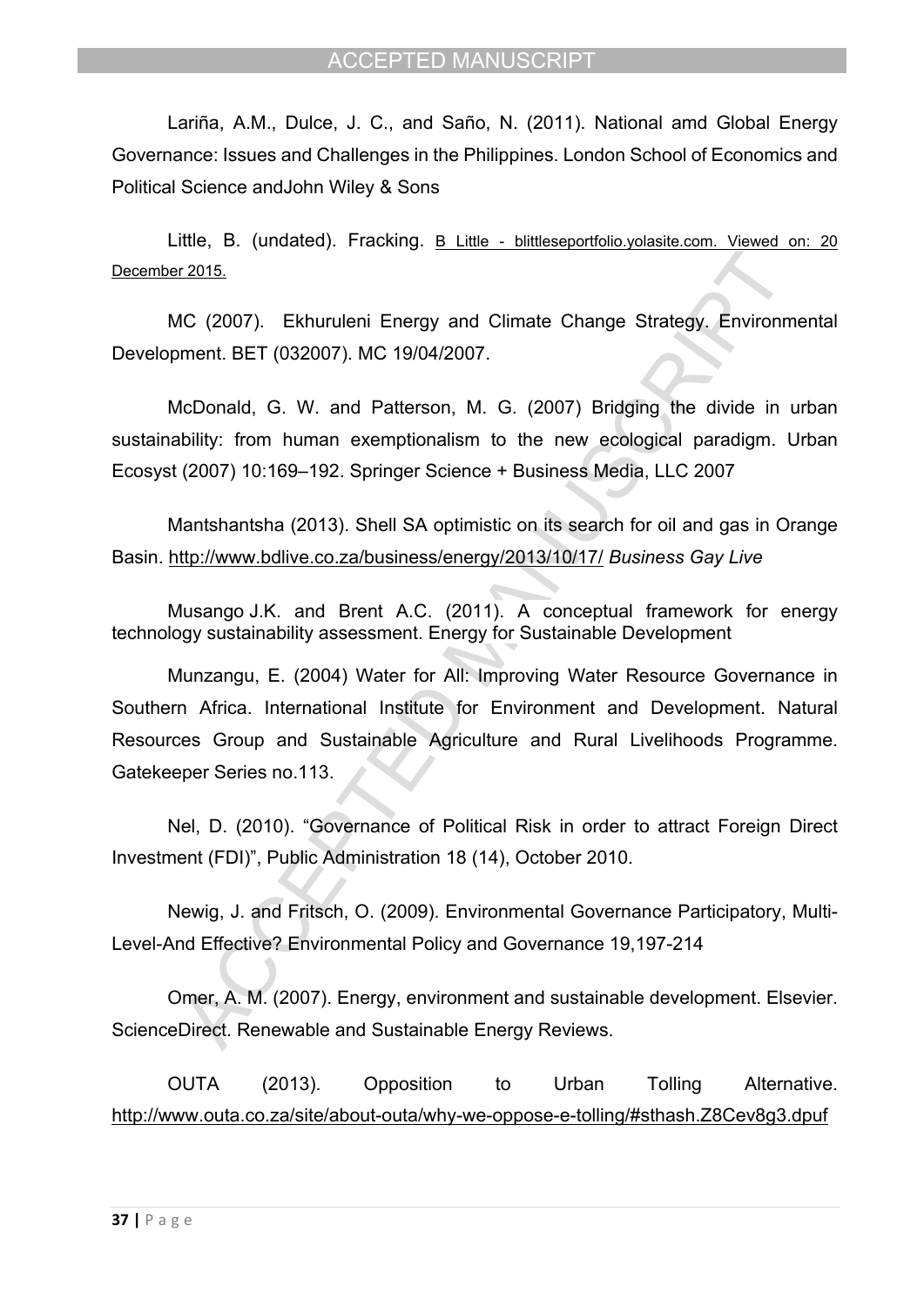Lariña, A.M., Dulce, J. C., and Saño, N. (2011). National amd Global Energy Governance: Issues and Challenges in the Philippines. London School of Economics and Political Science andJohn Wiley & Sons

Little, B. (undated). Fracking. B Little - blittleseportfolio.yolasite.com. Viewed on: 20 December 2015.

MC (2007). Ekhuruleni Energy and Climate Change Strategy. Environmental Development. BET (032007). MC 19/04/2007.

McDonald, G. W. and Patterson, M. G. (2007) Bridging the divide in urban sustainability: from human exemptionalism to the new ecological paradigm. Urban Ecosyst (2007) 10:169–192. Springer Science + Business Media, LLC 2007

Mantshantsha (2013). Shell SA optimistic on its search for oil and gas in Orange Basin. http://www.bdlive.co.za/business/energy/2013/10/17/ *Business Gay Live*

Musango J.K. and Brent A.C. (2011). A conceptual framework for energy technology sustainability assessment. Energy for Sustainable Development

Munzangu, E. (2004) Water for All: Improving Water Resource Governance in Southern Africa. International Institute for Environment and Development. Natural Resources Group and Sustainable Agriculture and Rural Livelihoods Programme. Gatekeeper Series no.113.

Nel, D. (2010). "Governance of Political Risk in order to attract Foreign Direct Investment (FDI)", Public Administration 18 (14), October 2010.

Newig, J. and Fritsch, O. (2009). Environmental Governance Participatory, Multi-Level-And Effective? Environmental Policy and Governance 19,197-214

Omer, A. M. (2007). Energy, environment and sustainable development. Elsevier. ScienceDirect. Renewable and Sustainable Energy Reviews.

OUTA (2013). Opposition to Urban Tolling Alternative. http://www.outa.co.za/site/about-outa/why-we-oppose-e-tolling/#sthash.Z8Cev8g3.dpuf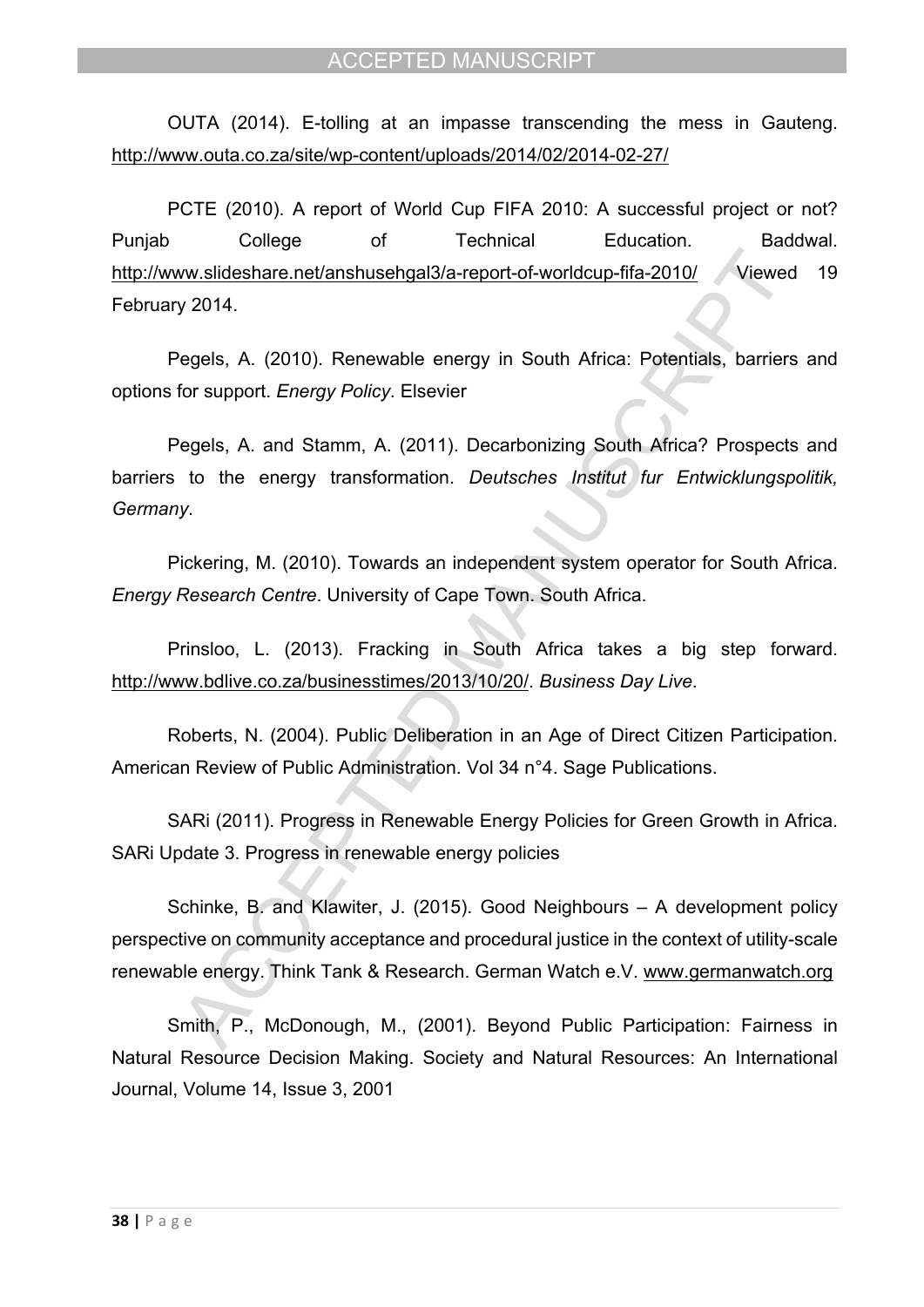OUTA (2014). E-tolling at an impasse transcending the mess in Gauteng. http://www.outa.co.za/site/wp-content/uploads/2014/02/2014-02-27/

PCTE (2010). A report of World Cup FIFA 2010: A successful project or not? Punjab College of Technical Education. Baddwal. http://www.slideshare.net/anshusehgal3/a-report-of-worldcup-fifa-2010/ Viewed 19 February 2014.

Pegels, A. (2010). Renewable energy in South Africa: Potentials, barriers and options for support. *Energy Policy*. Elsevier

Pegels, A. and Stamm, A. (2011). Decarbonizing South Africa? Prospects and barriers to the energy transformation. *Deutsches Institut fur Entwicklungspolitik, Germany*.

Pickering, M. (2010). Towards an independent system operator for South Africa. *Energy Research Centre*. University of Cape Town. South Africa.

Prinsloo, L. (2013). Fracking in South Africa takes a big step forward. http://www.bdlive.co.za/businesstimes/2013/10/20/. *Business Day Live*.

Roberts, N. (2004). Public Deliberation in an Age of Direct Citizen Participation. American Review of Public Administration. Vol 34 n°4. Sage Publications.

SARi (2011). Progress in Renewable Energy Policies for Green Growth in Africa. SARi Update 3. Progress in renewable energy policies

Schinke, B. and Klawiter, J. (2015). Good Neighbours – A development policy perspective on community acceptance and procedural justice in the context of utility-scale renewable energy. Think Tank & Research. German Watch e.V. www.germanwatch.org

Smith, P., McDonough, M., (2001). Beyond Public Participation: Fairness in Natural Resource Decision Making. Society and Natural Resources: An International Journal, Volume 14, Issue 3, 2001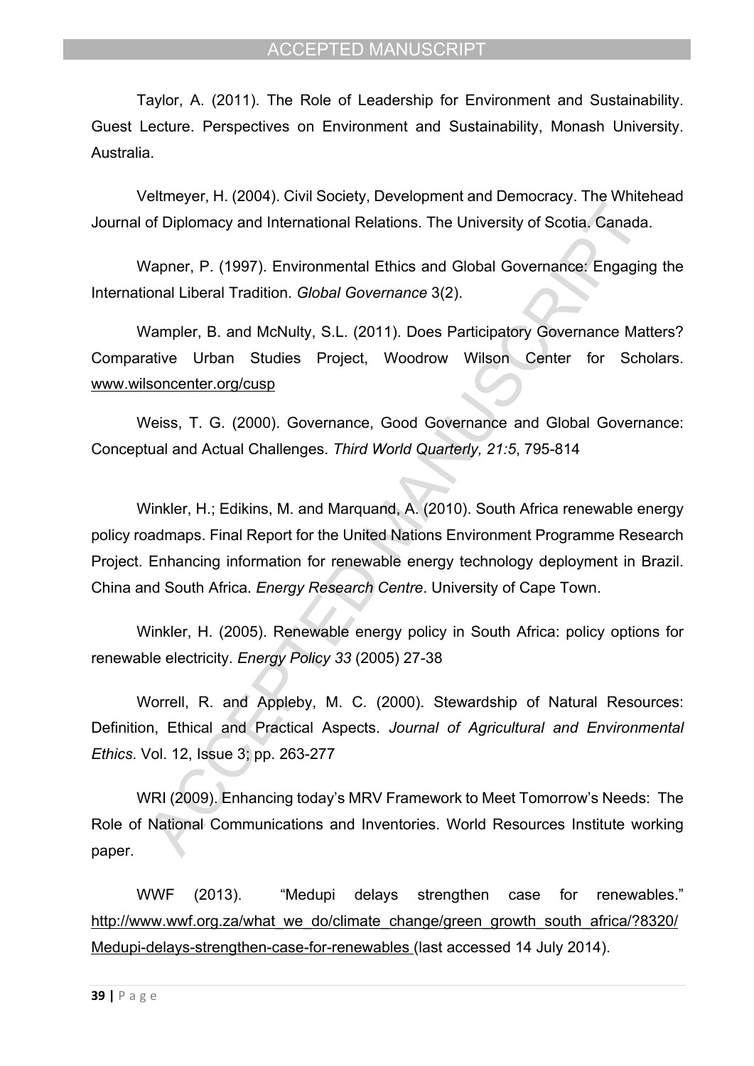Taylor, A. (2011). The Role of Leadership for Environment and Sustainability. Guest Lecture. Perspectives on Environment and Sustainability, Monash University. Australia.

Veltmeyer, H. (2004). Civil Society, Development and Democracy. The Whitehead Journal of Diplomacy and International Relations. The University of Scotia. Canada.

Wapner, P. (1997). Environmental Ethics and Global Governance: Engaging the International Liberal Tradition. *Global Governance* 3(2).

Wampler, B. and McNulty, S.L. (2011). Does Participatory Governance Matters? Comparative Urban Studies Project, Woodrow Wilson Center for Scholars. www.wilsoncenter.org/cusp

Weiss, T. G. (2000). Governance, Good Governance and Global Governance: Conceptual and Actual Challenges. *Third World Quarterly, 21:5*, 795-814

Winkler, H.; Edikins, M. and Marquand, A. (2010). South Africa renewable energy policy roadmaps. Final Report for the United Nations Environment Programme Research Project. Enhancing information for renewable energy technology deployment in Brazil. China and South Africa. *Energy Research Centre*. University of Cape Town.

Winkler, H. (2005). Renewable energy policy in South Africa: policy options for renewable electricity. *Energy Policy 33* (2005) 27-38

Worrell, R. and Appleby, M. C. (2000). Stewardship of Natural Resources: Definition, Ethical and Practical Aspects. *Journal of Agricultural and Environmental Ethics*. Vol. 12, Issue 3; pp. 263-277

WRI (2009). Enhancing today's MRV Framework to Meet Tomorrow's Needs: The Role of National Communications and Inventories. World Resources Institute working paper.

WWF (2013). "Medupi delays strengthen case for renewables." http://www.wwf.org.za/what_we_do/climate_change/green_growth_south_africa/?8320/Medupi-delays-strengthen-case-for-renewables (last accessed 14 July 2014).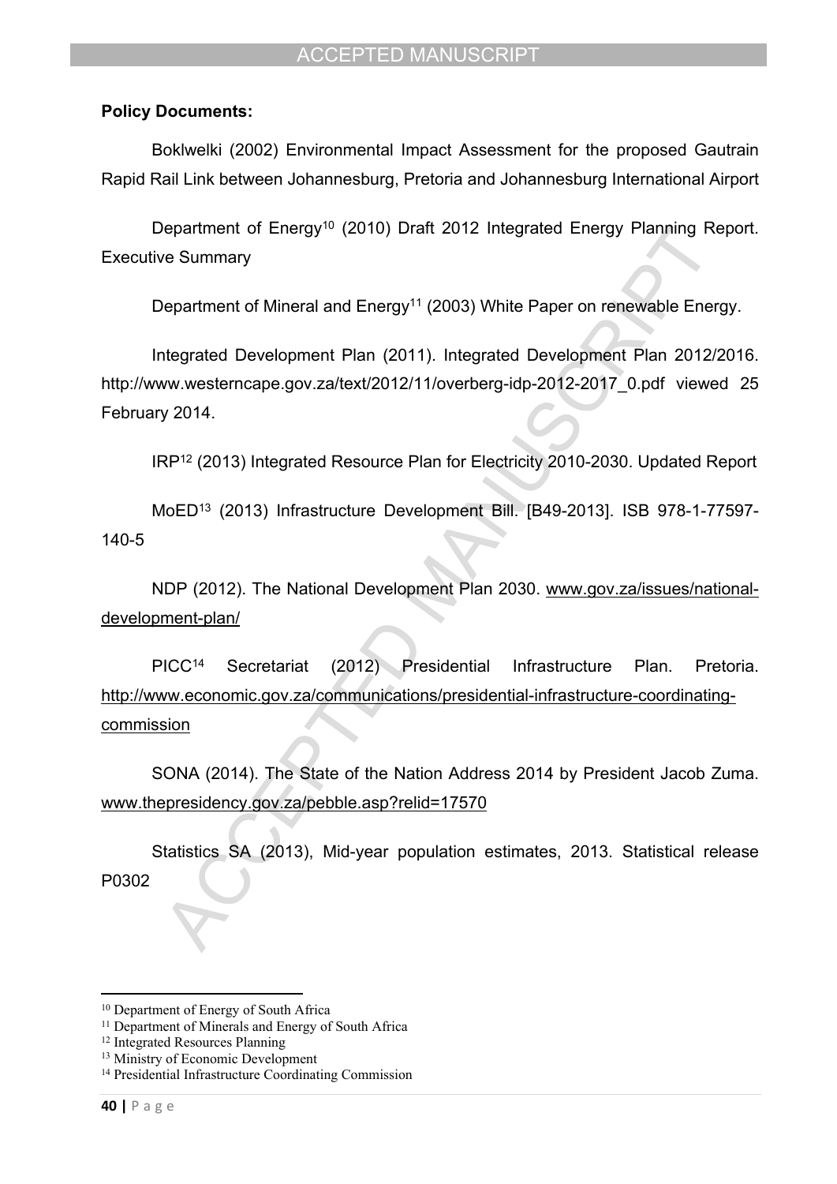**Policy Documents:**

Boklwelki (2002) Environmental Impact Assessment for the proposed Gautrain Rapid Rail Link between Johannesburg, Pretoria and Johannesburg International Airport

Department of Energy[10] (2010) Draft 2012 Integrated Energy Planning Report. Executive Summary

Department of Mineral and Energy[11] (2003) White Paper on renewable Energy.

Integrated Development Plan (2011). Integrated Development Plan 2012/2016. http://www.westerncape.gov.za/text/2012/11/overberg-idp-2012-2017_0.pdf viewed 25 February 2014.

IRP[12] (2013) Integrated Resource Plan for Electricity 2010-2030. Updated Report

MoED[13] (2013) Infrastructure Development Bill. [B49-2013]. ISB 978-1-77597-140-5

NDP (2012). The National Development Plan 2030. www.gov.za/issues/national-development-plan/

PICC[14] Secretariat (2012) Presidential Infrastructure Plan. Pretoria. http://www.economic.gov.za/communications/presidential-infrastructure-coordinating-commission

SONA (2014). The State of the Nation Address 2014 by President Jacob Zuma. www.thepresidency.gov.za/pebble.asp?relid=17570

Statistics SA (2013), Mid-year population estimates, 2013. Statistical release P0302

---

[10] Department of Energy of South Africa

[11] Department of Minerals and Energy of South Africa

[12] Integrated Resources Planning

[13] Ministry of Economic Development

[14] Presidential Infrastructure Coordinating Commission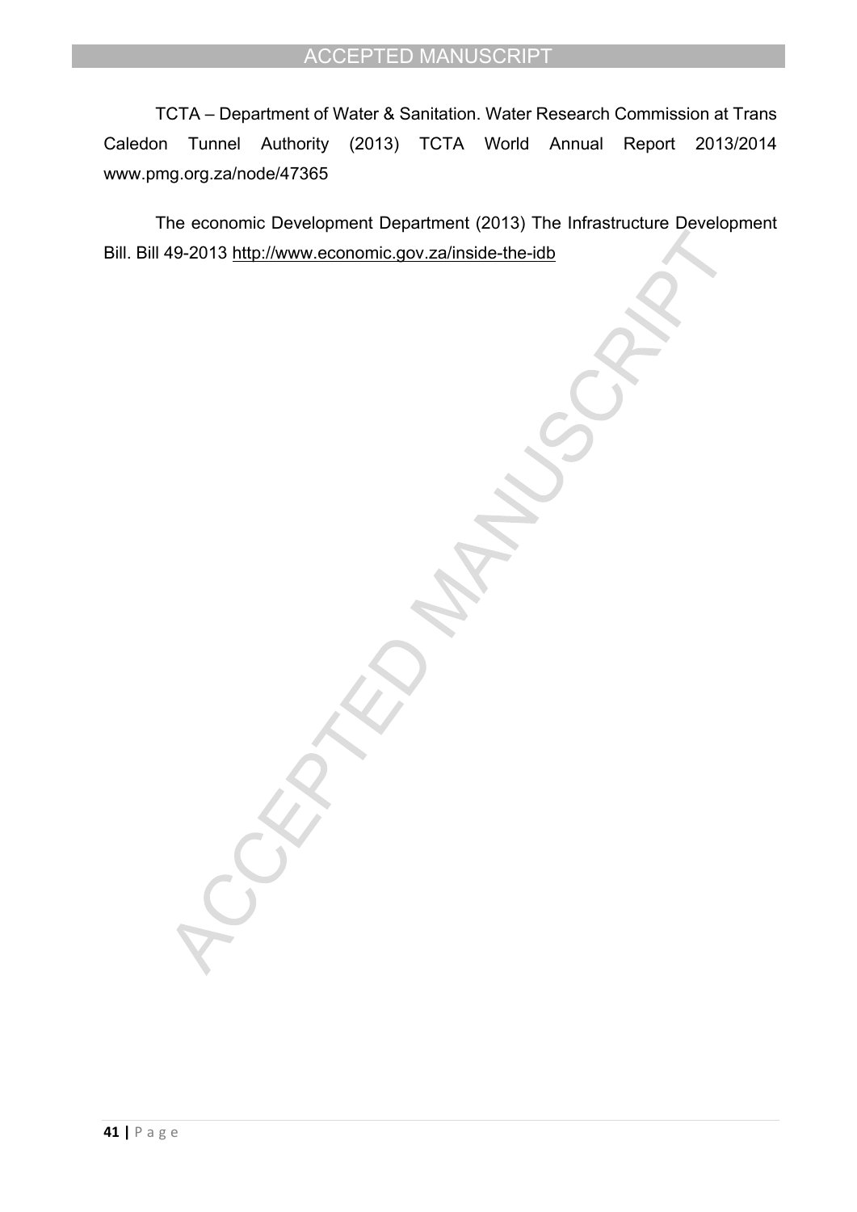TCTA – Department of Water & Sanitation. Water Research Commission at Trans Caledon Tunnel Authority (2013) TCTA World Annual Report 2013/2014 www.pmg.org.za/node/47365

The economic Development Department (2013) The Infrastructure Development Bill. Bill 49-2013 http://www.economic.gov.za/inside-the-idb